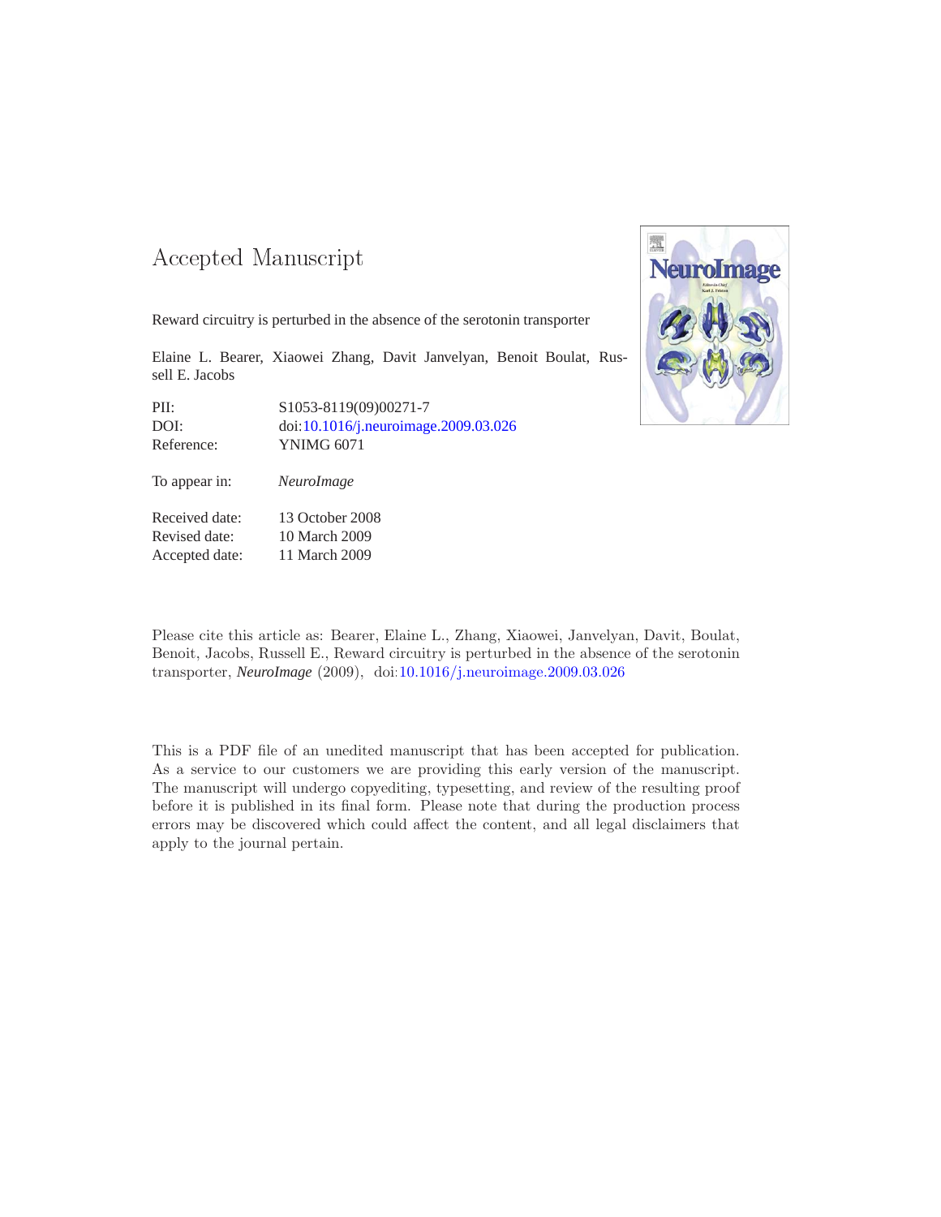# Accepted Manuscript

Reward circuitry is perturbed in the absence of the serotonin transporter

Elaine L. Bearer, Xiaowei Zhang, Davit Janvelyan, Benoit Boulat, Russell E. Jacobs

| | |
|---|---|
| PII: | S1053-8119(09)00271-7 |
| DOI: | doi:10.1016/j.neuroimage.2009.03.026 |
| Reference: | YNIMG 6071 |
| To appear in: | *NeuroImage* |
| Received date: | 13 October 2008 |
| Revised date: | 10 March 2009 |
| Accepted date: | 11 March 2009 |

Please cite this article as: Bearer, Elaine L., Zhang, Xiaowei, Janvelyan, Davit, Boulat, Benoit, Jacobs, Russell E., Reward circuitry is perturbed in the absence of the serotonin transporter, *NeuroImage* (2009), doi:10.1016/j.neuroimage.2009.03.026

This is a PDF file of an unedited manuscript that has been accepted for publication. As a service to our customers we are providing this early version of the manuscript. The manuscript will undergo copyediting, typesetting, and review of the resulting proof before it is published in its final form. Please note that during the production process errors may be discovered which could affect the content, and all legal disclaimers that apply to the journal pertain.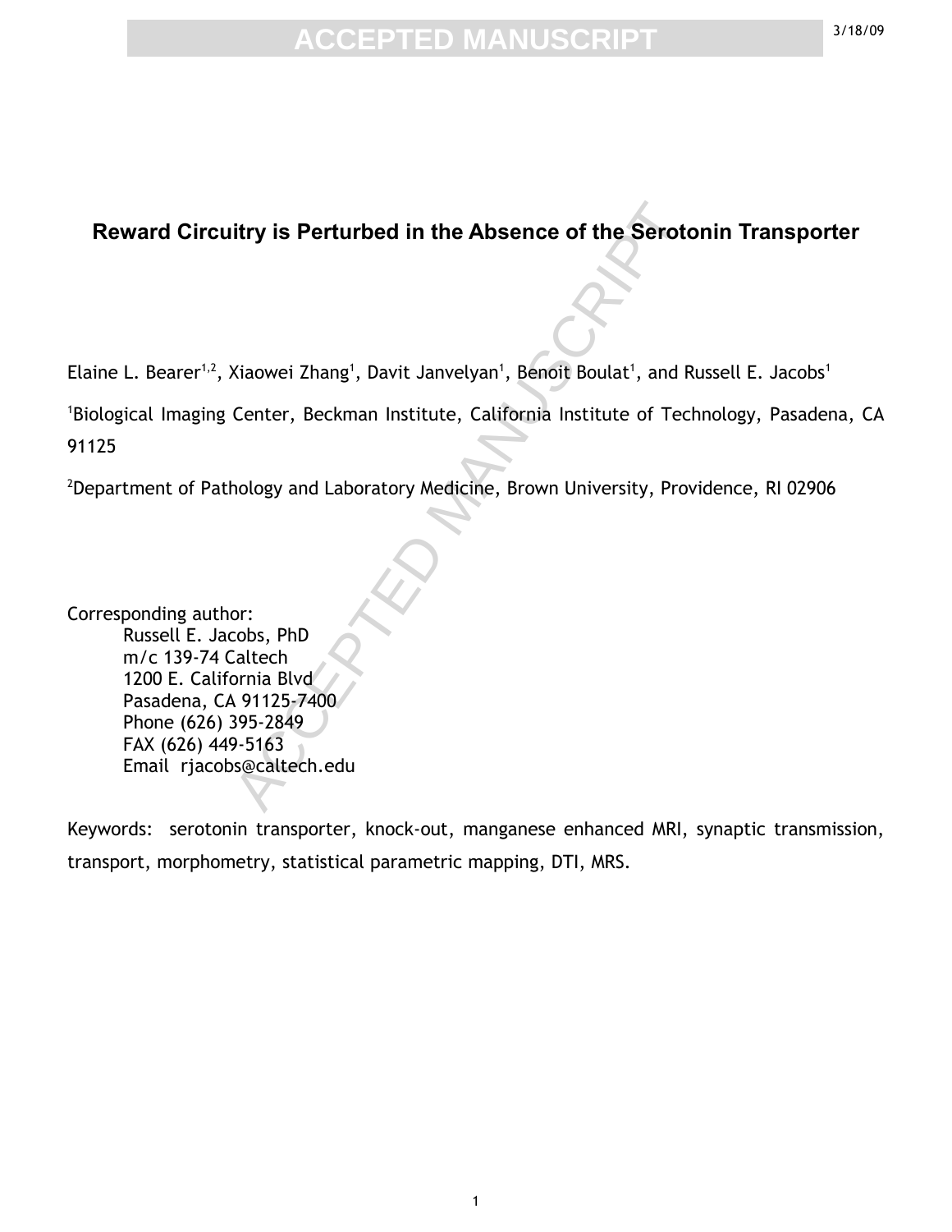# Reward Circuitry is Perturbed in the Absence of the Serotonin Transporter

Elaine L. Bearer[1,2], Xiaowei Zhang[1], Davit Janvelyan[1], Benoit Boulat[1], and Russell E. Jacobs[1]

[1]Biological Imaging Center, Beckman Institute, California Institute of Technology, Pasadena, CA 91125

[2]Department of Pathology and Laboratory Medicine, Brown University, Providence, RI 02906

Corresponding author:
Russell E. Jacobs, PhD
m/c 139-74 Caltech
1200 E. California Blvd
Pasadena, CA 91125-7400
Phone (626) 395-2849
FAX (626) 449-5163
Email rjacobs@caltech.edu

Keywords: serotonin transporter, knock-out, manganese enhanced MRI, synaptic transmission, transport, morphometry, statistical parametric mapping, DTI, MRS.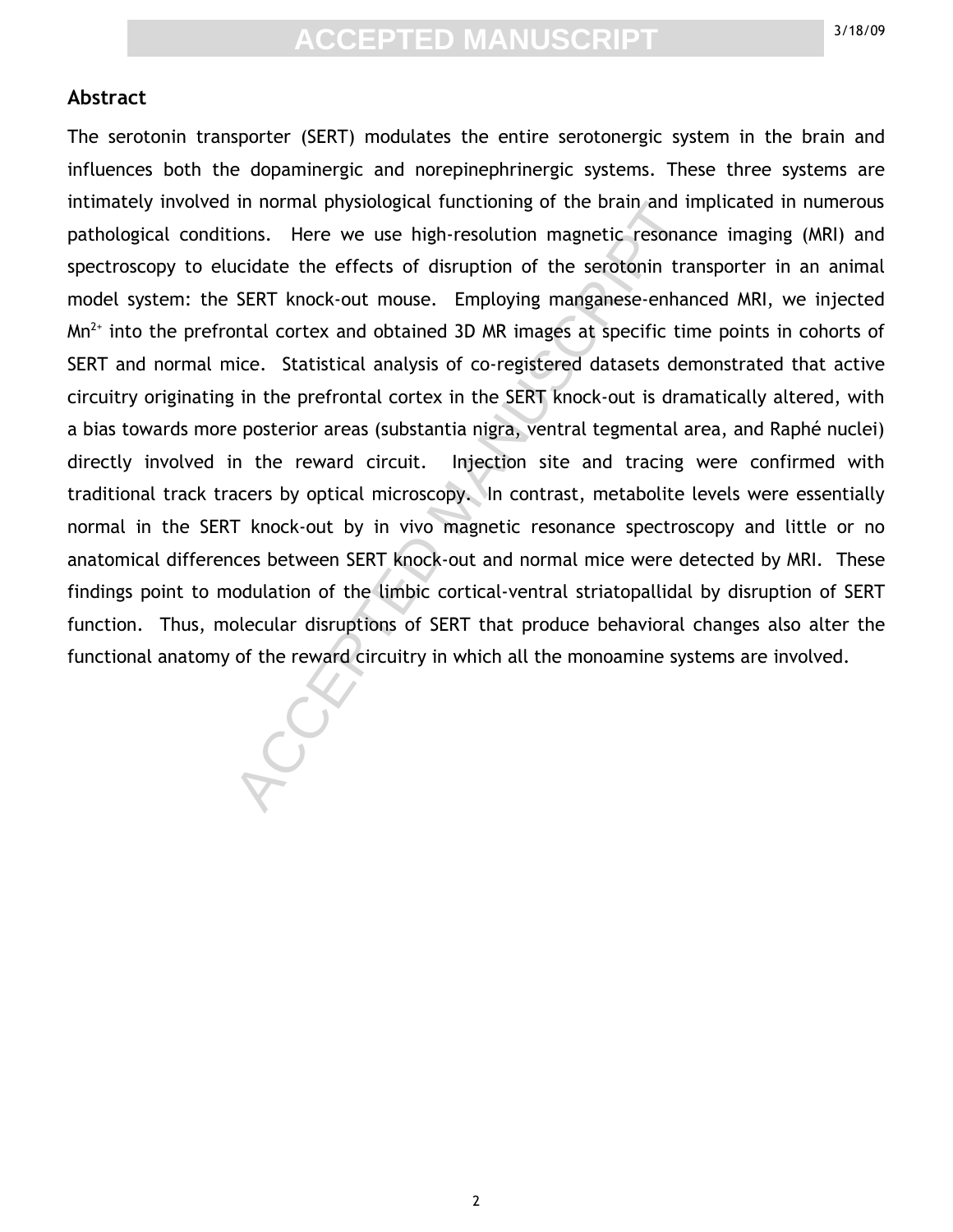## Abstract

The serotonin transporter (SERT) modulates the entire serotonergic system in the brain and influences both the dopaminergic and norepinephrinergic systems. These three systems are intimately involved in normal physiological functioning of the brain and implicated in numerous pathological conditions. Here we use high-resolution magnetic resonance imaging (MRI) and spectroscopy to elucidate the effects of disruption of the serotonin transporter in an animal model system: the SERT knock-out mouse. Employing manganese-enhanced MRI, we injected $Mn^{2+}$ into the prefrontal cortex and obtained 3D MR images at specific time points in cohorts of SERT and normal mice. Statistical analysis of co-registered datasets demonstrated that active circuitry originating in the prefrontal cortex in the SERT knock-out is dramatically altered, with a bias towards more posterior areas (substantia nigra, ventral tegmental area, and Raphé nuclei) directly involved in the reward circuit. Injection site and tracing were confirmed with traditional track tracers by optical microscopy. In contrast, metabolite levels were essentially normal in the SERT knock-out by in vivo magnetic resonance spectroscopy and little or no anatomical differences between SERT knock-out and normal mice were detected by MRI. These findings point to modulation of the limbic cortical-ventral striatopallidal by disruption of SERT function. Thus, molecular disruptions of SERT that produce behavioral changes also alter the functional anatomy of the reward circuitry in which all the monoamine systems are involved.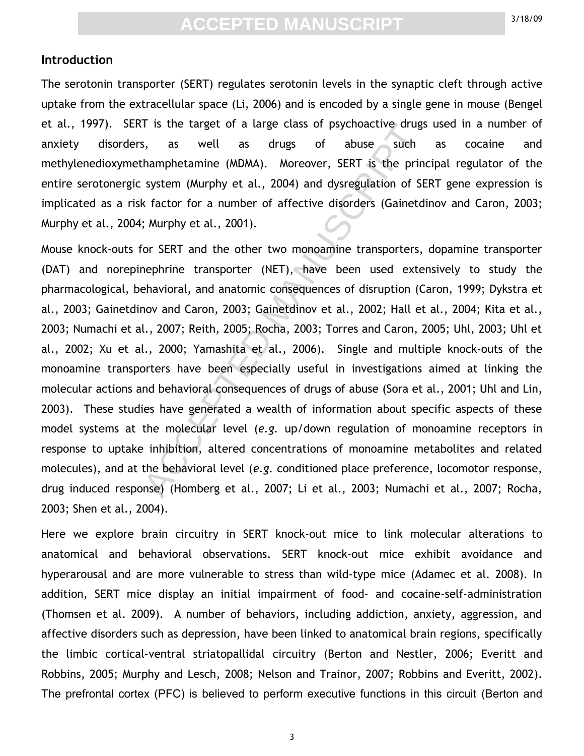## Introduction

The serotonin transporter (SERT) regulates serotonin levels in the synaptic cleft through active uptake from the extracellular space (Li, 2006) and is encoded by a single gene in mouse (Bengel et al., 1997). SERT is the target of a large class of psychoactive drugs used in a number of anxiety disorders, as well as drugs of abuse such as cocaine and methylenedioxymethamphetamine (MDMA). Moreover, SERT is the principal regulator of the entire serotonergic system (Murphy et al., 2004) and dysregulation of SERT gene expression is implicated as a risk factor for a number of affective disorders (Gainetdinov and Caron, 2003; Murphy et al., 2004; Murphy et al., 2001).

Mouse knock-outs for SERT and the other two monoamine transporters, dopamine transporter (DAT) and norepinephrine transporter (NET), have been used extensively to study the pharmacological, behavioral, and anatomic consequences of disruption (Caron, 1999; Dykstra et al., 2003; Gainetdinov and Caron, 2003; Gainetdinov et al., 2002; Hall et al., 2004; Kita et al., 2003; Numachi et al., 2007; Reith, 2005; Rocha, 2003; Torres and Caron, 2005; Uhl, 2003; Uhl et al., 2002; Xu et al., 2000; Yamashita et al., 2006). Single and multiple knock-outs of the monoamine transporters have been especially useful in investigations aimed at linking the molecular actions and behavioral consequences of drugs of abuse (Sora et al., 2001; Uhl and Lin, 2003). These studies have generated a wealth of information about specific aspects of these model systems at the molecular level (*e.g.* up/down regulation of monoamine receptors in response to uptake inhibition, altered concentrations of monoamine metabolites and related molecules), and at the behavioral level (*e.g.* conditioned place preference, locomotor response, drug induced response) (Homberg et al., 2007; Li et al., 2003; Numachi et al., 2007; Rocha, 2003; Shen et al., 2004).

Here we explore brain circuitry in SERT knock-out mice to link molecular alterations to anatomical and behavioral observations. SERT knock-out mice exhibit avoidance and hyperarousal and are more vulnerable to stress than wild-type mice (Adamec et al. 2008). In addition, SERT mice display an initial impairment of food- and cocaine-self-administration (Thomsen et al. 2009). A number of behaviors, including addiction, anxiety, aggression, and affective disorders such as depression, have been linked to anatomical brain regions, specifically the limbic cortical-ventral striatopallidal circuitry (Berton and Nestler, 2006; Everitt and Robbins, 2005; Murphy and Lesch, 2008; Nelson and Trainor, 2007; Robbins and Everitt, 2002). The prefrontal cortex (PFC) is believed to perform executive functions in this circuit (Berton and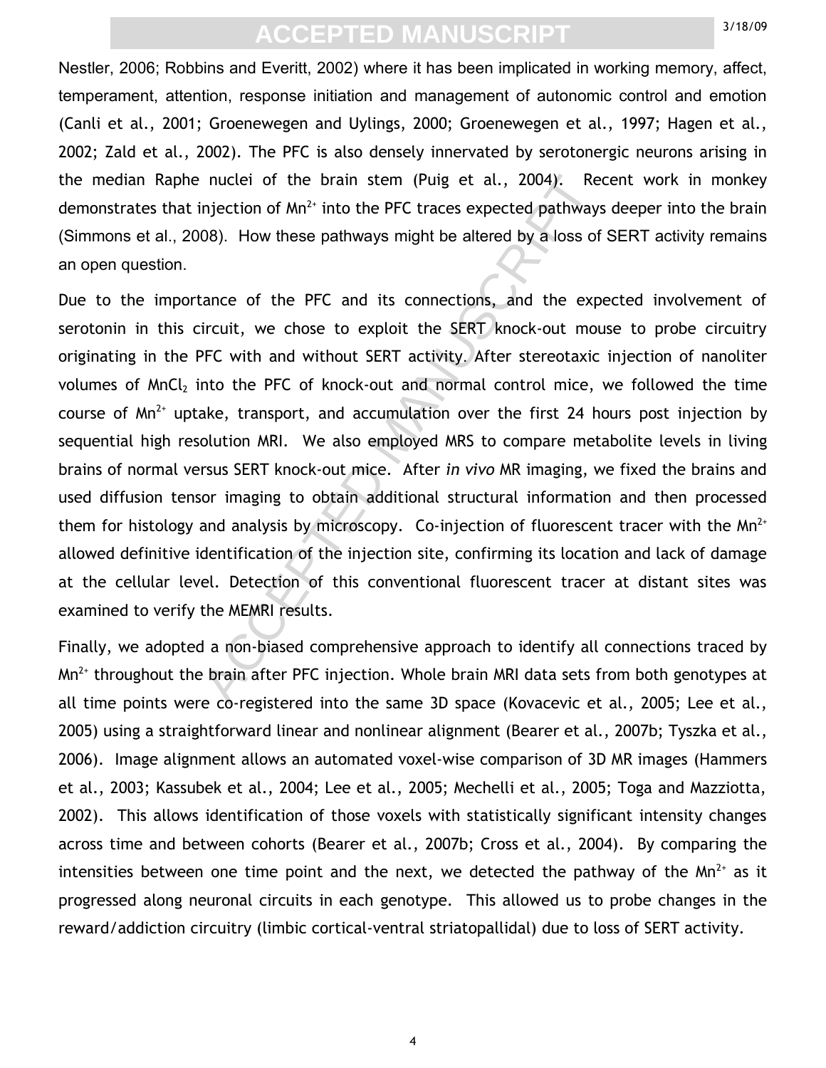Nestler, 2006; Robbins and Everitt, 2002) where it has been implicated in working memory, affect, temperament, attention, response initiation and management of autonomic control and emotion (Canli et al., 2001; Groenewegen and Uylings, 2000; Groenewegen et al., 1997; Hagen et al., 2002; Zald et al., 2002). The PFC is also densely innervated by serotonergic neurons arising in the median Raphe nuclei of the brain stem (Puig et al., 2004). Recent work in monkey demonstrates that injection of $Mn^{2+}$ into the PFC traces expected pathways deeper into the brain (Simmons et al., 2008). How these pathways might be altered by a loss of SERT activity remains an open question.

Due to the importance of the PFC and its connections, and the expected involvement of serotonin in this circuit, we chose to exploit the SERT knock-out mouse to probe circuitry originating in the PFC with and without SERT activity. After stereotaxic injection of nanoliter volumes of $MnCl_2$ into the PFC of knock-out and normal control mice, we followed the time course of $Mn^{2+}$ uptake, transport, and accumulation over the first 24 hours post injection by sequential high resolution MRI. We also employed MRS to compare metabolite levels in living brains of normal versus SERT knock-out mice. After *in vivo* MR imaging, we fixed the brains and used diffusion tensor imaging to obtain additional structural information and then processed them for histology and analysis by microscopy. Co-injection of fluorescent tracer with the $Mn^{2+}$ allowed definitive identification of the injection site, confirming its location and lack of damage at the cellular level. Detection of this conventional fluorescent tracer at distant sites was examined to verify the MEMRI results.

Finally, we adopted a non-biased comprehensive approach to identify all connections traced by $Mn^{2+}$ throughout the brain after PFC injection. Whole brain MRI data sets from both genotypes at all time points were co-registered into the same 3D space (Kovacevic et al., 2005; Lee et al., 2005) using a straightforward linear and nonlinear alignment (Bearer et al., 2007b; Tyszka et al., 2006). Image alignment allows an automated voxel-wise comparison of 3D MR images (Hammers et al., 2003; Kassubek et al., 2004; Lee et al., 2005; Mechelli et al., 2005; Toga and Mazziotta, 2002). This allows identification of those voxels with statistically significant intensity changes across time and between cohorts (Bearer et al., 2007b; Cross et al., 2004). By comparing the intensities between one time point and the next, we detected the pathway of the $Mn^{2+}$ as it progressed along neuronal circuits in each genotype. This allowed us to probe changes in the reward/addiction circuitry (limbic cortical-ventral striatopallidal) due to loss of SERT activity.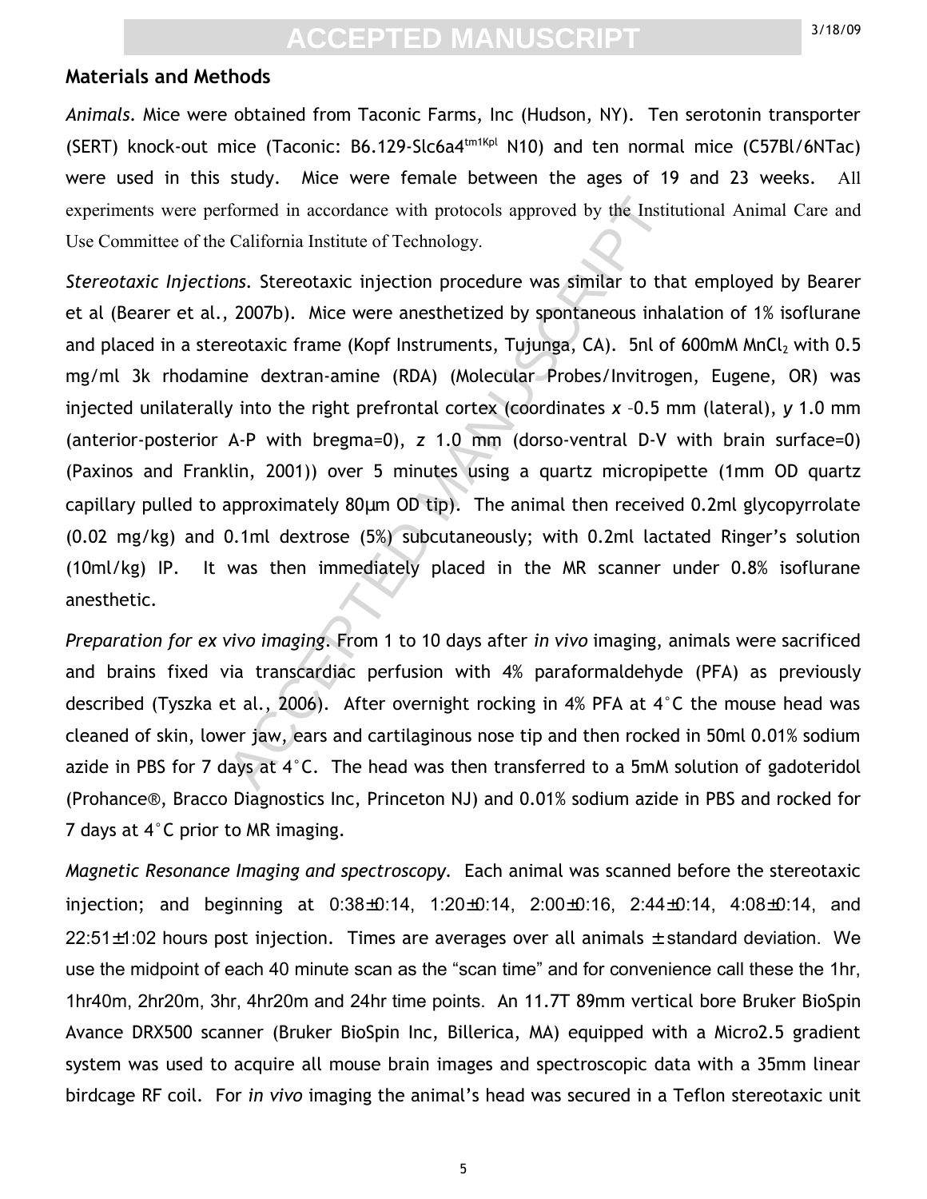## Materials and Methods

*Animals.* Mice were obtained from Taconic Farms, Inc (Hudson, NY). Ten serotonin transporter (SERT) knock-out mice (Taconic: B6.129-Slc6a4$^{tm1Kpl}$ N10) and ten normal mice (C57Bl/6NTac) were used in this study. Mice were female between the ages of 19 and 23 weeks. All experiments were performed in accordance with protocols approved by the Institutional Animal Care and Use Committee of the California Institute of Technology.

*Stereotaxic Injections.* Stereotaxic injection procedure was similar to that employed by Bearer et al (Bearer et al., 2007b). Mice were anesthetized by spontaneous inhalation of 1% isoflurane and placed in a stereotaxic frame (Kopf Instruments, Tujunga, CA). 5nl of 600mM $MnCl_2$ with 0.5 mg/ml 3k rhodamine dextran-amine (RDA) (Molecular Probes/Invitrogen, Eugene, OR) was injected unilaterally into the right prefrontal cortex (coordinates $x$ –0.5 mm (lateral), $y$ 1.0 mm (anterior-posterior A-P with bregma=0), $z$ 1.0 mm (dorso-ventral D-V with brain surface=0) (Paxinos and Franklin, 2001)) over 5 minutes using a quartz micropipette (1mm OD quartz capillary pulled to approximately 80µm OD tip). The animal then received 0.2ml glycopyrrolate (0.02 mg/kg) and 0.1ml dextrose (5%) subcutaneously; with 0.2ml lactated Ringer's solution (10ml/kg) IP. It was then immediately placed in the MR scanner under 0.8% isoflurane anesthetic.

*Preparation for ex vivo imaging.* From 1 to 10 days after *in vivo* imaging, animals were sacrificed and brains fixed via transcardiac perfusion with 4% paraformaldehyde (PFA) as previously described (Tyszka et al., 2006). After overnight rocking in 4% PFA at 4˚C the mouse head was cleaned of skin, lower jaw, ears and cartilaginous nose tip and then rocked in 50ml 0.01% sodium azide in PBS for 7 days at 4˚C. The head was then transferred to a 5mM solution of gadoteridol (Prohance®, Bracco Diagnostics Inc, Princeton NJ) and 0.01% sodium azide in PBS and rocked for 7 days at 4˚C prior to MR imaging.

*Magnetic Resonance Imaging and spectroscopy.* Each animal was scanned before the stereotaxic injection; and beginning at 0:38±0:14, 1:20±0:14, 2:00±0:16, 2:44±0:14, 4:08±0:14, and 22:51±1:02 hours post injection. Times are averages over all animals ± standard deviation. We use the midpoint of each 40 minute scan as the "scan time" and for convenience call these the 1hr, 1hr40m, 2hr20m, 3hr, 4hr20m and 24hr time points. An 11.7T 89mm vertical bore Bruker BioSpin Avance DRX500 scanner (Bruker BioSpin Inc, Billerica, MA) equipped with a Micro2.5 gradient system was used to acquire all mouse brain images and spectroscopic data with a 35mm linear birdcage RF coil. For *in vivo* imaging the animal's head was secured in a Teflon stereotaxic unit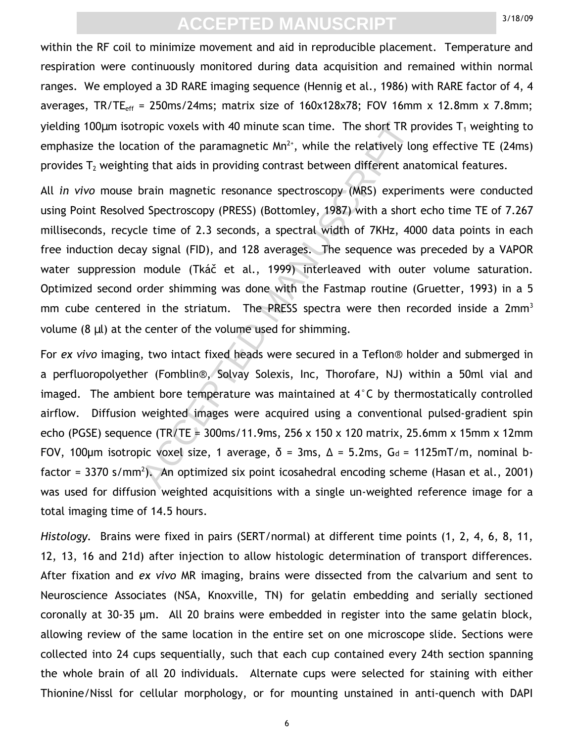within the RF coil to minimize movement and aid in reproducible placement. Temperature and respiration were continuously monitored during data acquisition and remained within normal ranges. We employed a 3D RARE imaging sequence (Hennig et al., 1986) with RARE factor of 4, 4 averages, $TR/TE_{eff}$ = 250ms/24ms; matrix size of 160x128x78; FOV 16mm x 12.8mm x 7.8mm; yielding 100µm isotropic voxels with 40 minute scan time. The short TR provides $T_1$ weighting to emphasize the location of the paramagnetic $Mn^{2+}$, while the relatively long effective TE (24ms) provides $T_2$ weighting that aids in providing contrast between different anatomical features.

All *in vivo* mouse brain magnetic resonance spectroscopy (MRS) experiments were conducted using Point Resolved Spectroscopy (PRESS) (Bottomley, 1987) with a short echo time TE of 7.267 milliseconds, recycle time of 2.3 seconds, a spectral width of 7KHz, 4000 data points in each free induction decay signal (FID), and 128 averages. The sequence was preceded by a VAPOR water suppression module (Tkáč et al., 1999) interleaved with outer volume saturation. Optimized second order shimming was done with the Fastmap routine (Gruetter, 1993) in a 5 mm cube centered in the striatum. The PRESS spectra were then recorded inside a $2mm^3$ volume (8 µl) at the center of the volume used for shimming.

For *ex vivo* imaging, two intact fixed heads were secured in a Teflon® holder and submerged in a perfluoropolyether (Fomblin®, Solvay Solexis, Inc, Thorofare, NJ) within a 50ml vial and imaged. The ambient bore temperature was maintained at 4°C by thermostatically controlled airflow. Diffusion weighted images were acquired using a conventional pulsed-gradient spin echo (PGSE) sequence (TR/TE = 300ms/11.9ms, 256 x 150 x 120 matrix, 25.6mm x 15mm x 12mm FOV, 100µm isotropic voxel size, 1 average, $\delta$ = 3ms, $\Delta$ = 5.2ms, $G_d$ = 1125mT/m, nominal b-factor = 3370 $s/mm^2$). An optimized six point icosahedral encoding scheme (Hasan et al., 2001) was used for diffusion weighted acquisitions with a single un-weighted reference image for a total imaging time of 14.5 hours.

*Histology.* Brains were fixed in pairs (SERT/normal) at different time points (1, 2, 4, 6, 8, 11, 12, 13, 16 and 21d) after injection to allow histologic determination of transport differences. After fixation and *ex vivo* MR imaging, brains were dissected from the calvarium and sent to Neuroscience Associates (NSA, Knoxville, TN) for gelatin embedding and serially sectioned coronally at 30-35 µm. All 20 brains were embedded in register into the same gelatin block, allowing review of the same location in the entire set on one microscope slide. Sections were collected into 24 cups sequentially, such that each cup contained every 24th section spanning the whole brain of all 20 individuals. Alternate cups were selected for staining with either Thionine/Nissl for cellular morphology, or for mounting unstained in anti-quench with DAPI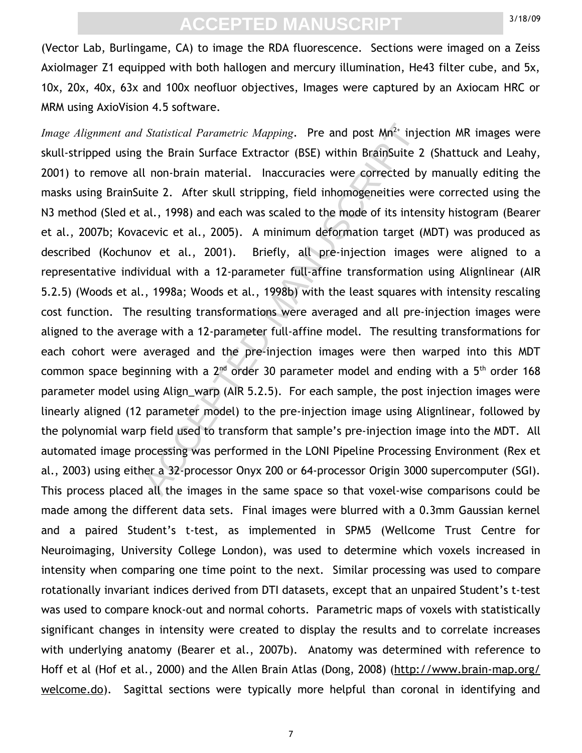(Vector Lab, Burlingame, CA) to image the RDA fluorescence. Sections were imaged on a Zeiss AxioImager Z1 equipped with both hallogen and mercury illumination, He43 filter cube, and 5x, 10x, 20x, 40x, 63x and 100x neofluor objectives, Images were captured by an Axiocam HRC or MRM using AxioVision 4.5 software.

*Image Alignment and Statistical Parametric Mapping*. Pre and post $Mn^{2+}$ injection MR images were skull-stripped using the Brain Surface Extractor (BSE) within BrainSuite 2 (Shattuck and Leahy, 2001) to remove all non-brain material. Inaccuracies were corrected by manually editing the masks using BrainSuite 2. After skull stripping, field inhomogeneities were corrected using the N3 method (Sled et al., 1998) and each was scaled to the mode of its intensity histogram (Bearer et al., 2007b; Kovacevic et al., 2005). A minimum deformation target (MDT) was produced as described (Kochunov et al., 2001). Briefly, all pre-injection images were aligned to a representative individual with a 12-parameter full-affine transformation using Alignlinear (AIR 5.2.5) (Woods et al., 1998a; Woods et al., 1998b) with the least squares with intensity rescaling cost function. The resulting transformations were averaged and all pre-injection images were aligned to the average with a 12-parameter full-affine model. The resulting transformations for each cohort were averaged and the pre-injection images were then warped into this MDT common space beginning with a 2nd order 30 parameter model and ending with a 5th order 168 parameter model using Align_warp (AIR 5.2.5). For each sample, the post injection images were linearly aligned (12 parameter model) to the pre-injection image using Alignlinear, followed by the polynomial warp field used to transform that sample's pre-injection image into the MDT. All automated image processing was performed in the LONI Pipeline Processing Environment (Rex et al., 2003) using either a 32-processor Onyx 200 or 64-processor Origin 3000 supercomputer (SGI). This process placed all the images in the same space so that voxel-wise comparisons could be made among the different data sets. Final images were blurred with a 0.3mm Gaussian kernel and a paired Student's t-test, as implemented in SPM5 (Wellcome Trust Centre for Neuroimaging, University College London), was used to determine which voxels increased in intensity when comparing one time point to the next. Similar processing was used to compare rotationally invariant indices derived from DTI datasets, except that an unpaired Student's t-test was used to compare knock-out and normal cohorts. Parametric maps of voxels with statistically significant changes in intensity were created to display the results and to correlate increases with underlying anatomy (Bearer et al., 2007b). Anatomy was determined with reference to Hoff et al (Hof et al., 2000) and the Allen Brain Atlas (Dong, 2008) (http://www.brain-map.org/welcome.do). Sagittal sections were typically more helpful than coronal in identifying and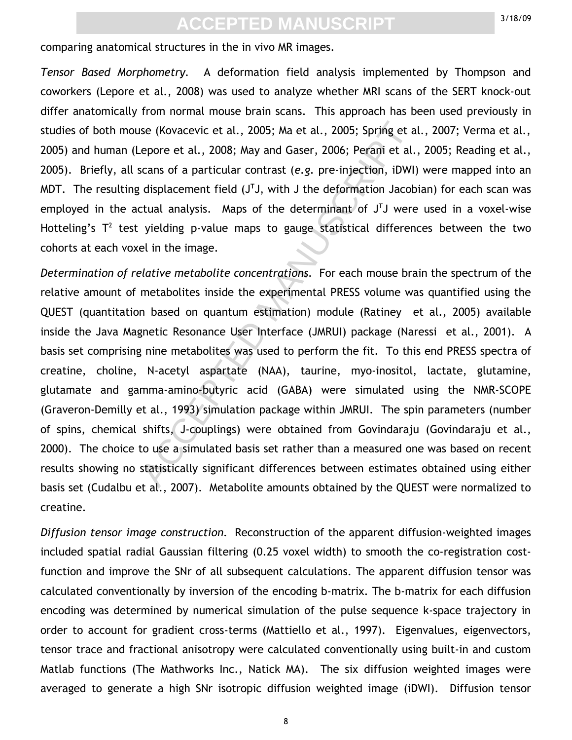comparing anatomical structures in the in vivo MR images.

*Tensor Based Morphometry.* A deformation field analysis implemented by Thompson and coworkers (Lepore et al., 2008) was used to analyze whether MRI scans of the SERT knock-out differ anatomically from normal mouse brain scans. This approach has been used previously in studies of both mouse (Kovacevic et al., 2005; Ma et al., 2005; Spring et al., 2007; Verma et al., 2005) and human (Lepore et al., 2008; May and Gaser, 2006; Perani et al., 2005; Reading et al., 2005). Briefly, all scans of a particular contrast (*e.g.* pre-injection, iDWI) were mapped into an MDT. The resulting displacement field ($J^TJ$, with J the deformation Jacobian) for each scan was employed in the actual analysis. Maps of the determinant of $J^TJ$ were used in a voxel-wise Hotteling's $T^2$ test yielding p-value maps to gauge statistical differences between the two cohorts at each voxel in the image.

*Determination of relative metabolite concentrations.* For each mouse brain the spectrum of the relative amount of metabolites inside the experimental PRESS volume was quantified using the QUEST (quantitation based on quantum estimation) module (Ratiney et al., 2005) available inside the Java Magnetic Resonance User Interface (JMRUI) package (Naressi et al., 2001). A basis set comprising nine metabolites was used to perform the fit. To this end PRESS spectra of creatine, choline, N-acetyl aspartate (NAA), taurine, myo-inositol, lactate, glutamine, glutamate and gamma-amino-butyric acid (GABA) were simulated using the NMR-SCOPE (Graveron-Demilly et al., 1993) simulation package within JMRUI. The spin parameters (number of spins, chemical shifts, J-couplings) were obtained from Govindaraju (Govindaraju et al., 2000). The choice to use a simulated basis set rather than a measured one was based on recent results showing no statistically significant differences between estimates obtained using either basis set (Cudalbu et al., 2007). Metabolite amounts obtained by the QUEST were normalized to creatine.

*Diffusion tensor image construction.* Reconstruction of the apparent diffusion-weighted images included spatial radial Gaussian filtering (0.25 voxel width) to smooth the co-registration cost-function and improve the SNr of all subsequent calculations. The apparent diffusion tensor was calculated conventionally by inversion of the encoding b-matrix. The b-matrix for each diffusion encoding was determined by numerical simulation of the pulse sequence k-space trajectory in order to account for gradient cross-terms (Mattiello et al., 1997). Eigenvalues, eigenvectors, tensor trace and fractional anisotropy were calculated conventionally using built-in and custom Matlab functions (The Mathworks Inc., Natick MA). The six diffusion weighted images were averaged to generate a high SNr isotropic diffusion weighted image (iDWI). Diffusion tensor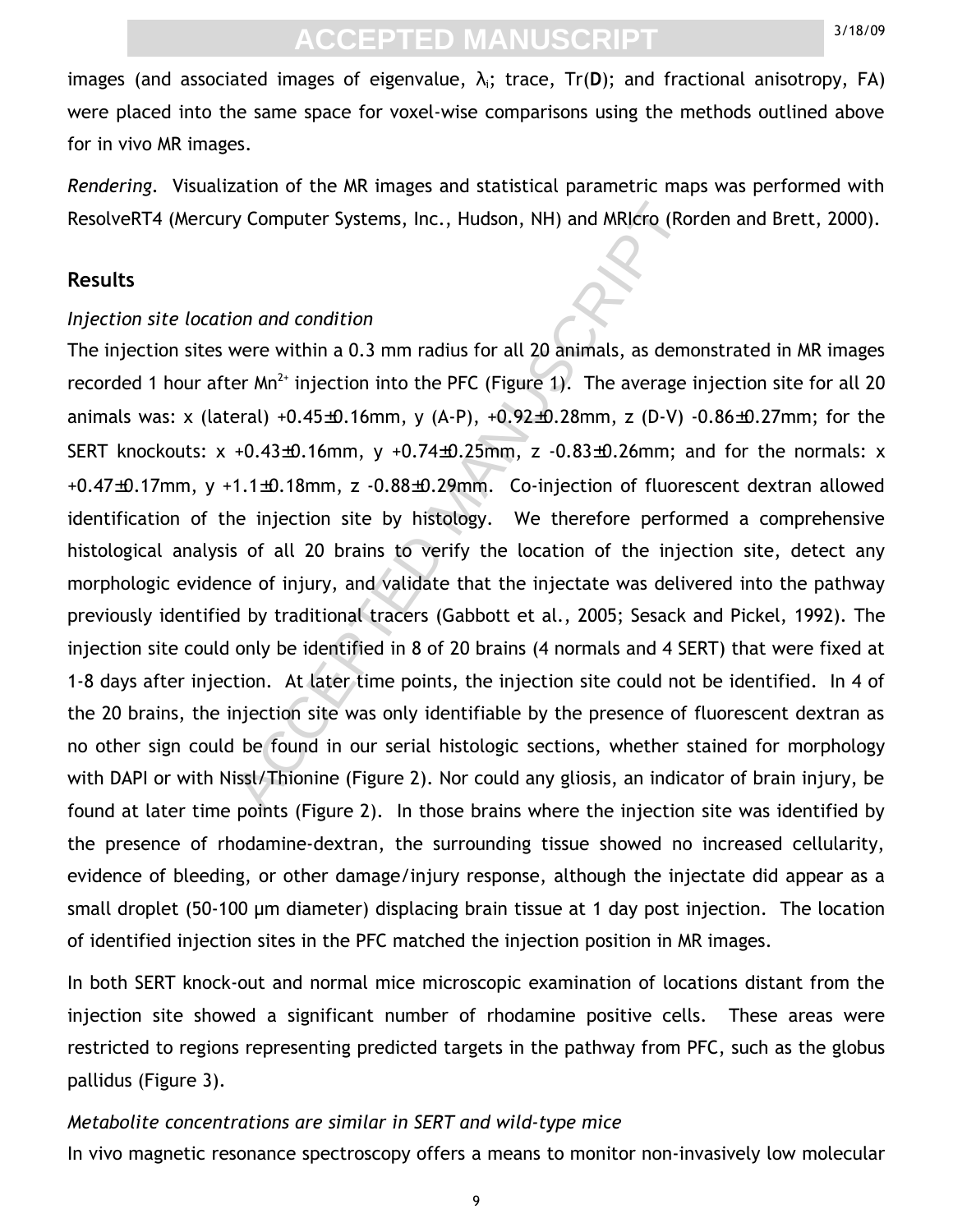images (and associated images of eigenvalue, $\lambda_i$; trace, Tr(**D**); and fractional anisotropy, FA) were placed into the same space for voxel-wise comparisons using the methods outlined above for in vivo MR images.

*Rendering*. Visualization of the MR images and statistical parametric maps was performed with ResolveRT4 (Mercury Computer Systems, Inc., Hudson, NH) and MRIcro (Rorden and Brett, 2000).

## Results

### *Injection site location and condition*

The injection sites were within a 0.3 mm radius for all 20 animals, as demonstrated in MR images recorded 1 hour after $Mn^{2+}$ injection into the PFC (Figure 1). The average injection site for all 20 animals was: x (lateral) +0.45±0.16mm, y (A-P), +0.92±0.28mm, z (D-V) -0.86±0.27mm; for the SERT knockouts: x +0.43±0.16mm, y +0.74±0.25mm, z -0.83±0.26mm; and for the normals: x +0.47±0.17mm, y +1.1±0.18mm, z -0.88±0.29mm. Co-injection of fluorescent dextran allowed identification of the injection site by histology. We therefore performed a comprehensive histological analysis of all 20 brains to verify the location of the injection site, detect any morphologic evidence of injury, and validate that the injectate was delivered into the pathway previously identified by traditional tracers (Gabbott et al., 2005; Sesack and Pickel, 1992). The injection site could only be identified in 8 of 20 brains (4 normals and 4 SERT) that were fixed at 1-8 days after injection. At later time points, the injection site could not be identified. In 4 of the 20 brains, the injection site was only identifiable by the presence of fluorescent dextran as no other sign could be found in our serial histologic sections, whether stained for morphology with DAPI or with Nissl/Thionine (Figure 2). Nor could any gliosis, an indicator of brain injury, be found at later time points (Figure 2). In those brains where the injection site was identified by the presence of rhodamine-dextran, the surrounding tissue showed no increased cellularity, evidence of bleeding, or other damage/injury response, although the injectate did appear as a small droplet (50-100 μm diameter) displacing brain tissue at 1 day post injection. The location of identified injection sites in the PFC matched the injection position in MR images.

In both SERT knock-out and normal mice microscopic examination of locations distant from the injection site showed a significant number of rhodamine positive cells. These areas were restricted to regions representing predicted targets in the pathway from PFC, such as the globus pallidus (Figure 3).

### *Metabolite concentrations are similar in SERT and wild-type mice*

In vivo magnetic resonance spectroscopy offers a means to monitor non-invasively low molecular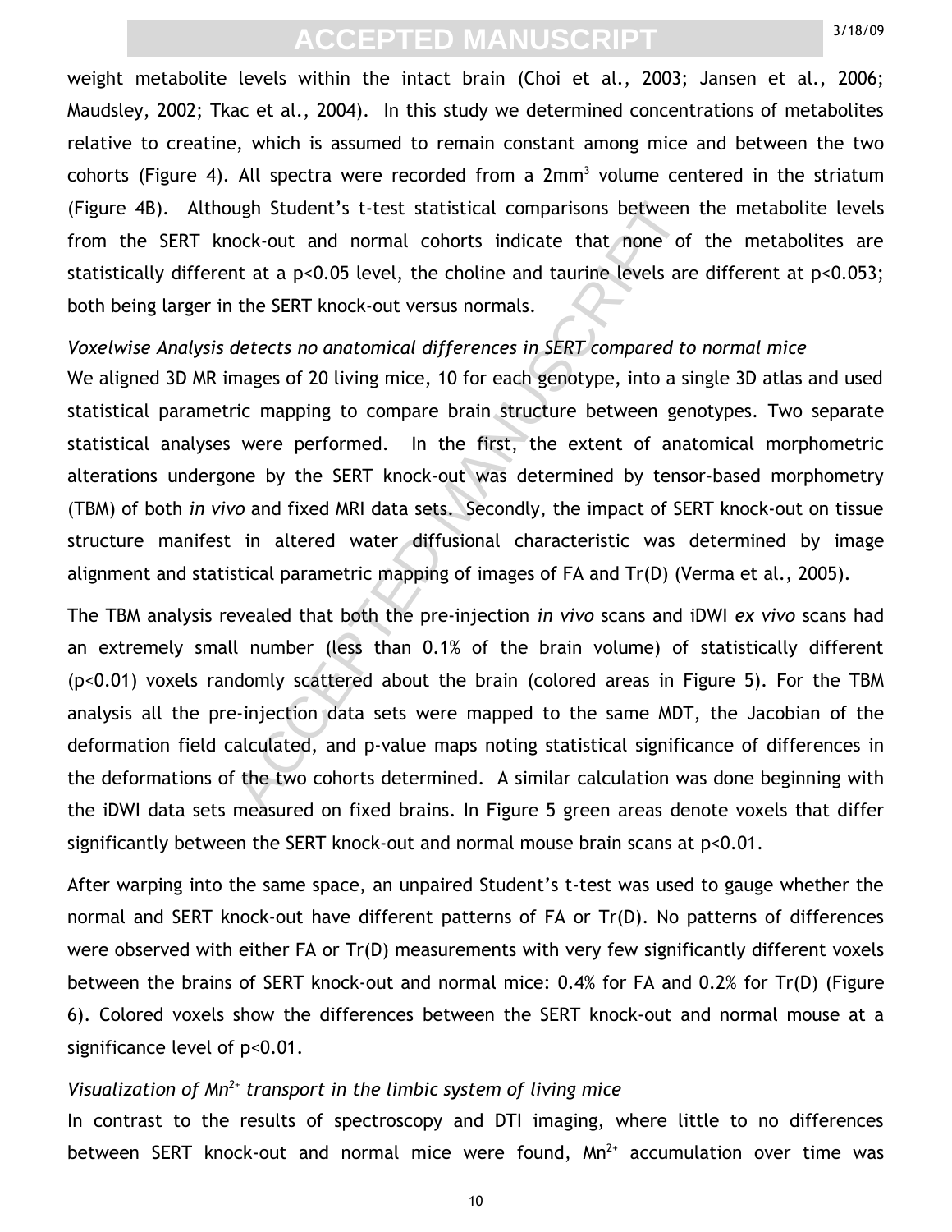weight metabolite levels within the intact brain (Choi et al., 2003; Jansen et al., 2006; Maudsley, 2002; Tkac et al., 2004). In this study we determined concentrations of metabolites relative to creatine, which is assumed to remain constant among mice and between the two cohorts (Figure 4). All spectra were recorded from a $2mm^3$ volume centered in the striatum (Figure 4B). Although Student's t-test statistical comparisons between the metabolite levels from the SERT knock-out and normal cohorts indicate that none of the metabolites are statistically different at a $p<0.05$ level, the choline and taurine levels are different at $p<0.053$; both being larger in the SERT knock-out versus normals.

*Voxelwise Analysis detects no anatomical differences in SERT compared to normal mice*

We aligned 3D MR images of 20 living mice, 10 for each genotype, into a single 3D atlas and used statistical parametric mapping to compare brain structure between genotypes. Two separate statistical analyses were performed. In the first, the extent of anatomical morphometric alterations undergone by the SERT knock-out was determined by tensor-based morphometry (TBM) of both *in vivo* and fixed MRI data sets. Secondly, the impact of SERT knock-out on tissue structure manifest in altered water diffusional characteristic was determined by image alignment and statistical parametric mapping of images of FA and Tr(D) (Verma et al., 2005).

The TBM analysis revealed that both the pre-injection *in vivo* scans and iDWI *ex vivo* scans had an extremely small number (less than 0.1% of the brain volume) of statistically different ($p<0.01$) voxels randomly scattered about the brain (colored areas in Figure 5). For the TBM analysis all the pre-injection data sets were mapped to the same MDT, the Jacobian of the deformation field calculated, and p-value maps noting statistical significance of differences in the deformations of the two cohorts determined. A similar calculation was done beginning with the iDWI data sets measured on fixed brains. In Figure 5 green areas denote voxels that differ significantly between the SERT knock-out and normal mouse brain scans at $p<0.01$.

After warping into the same space, an unpaired Student's t-test was used to gauge whether the normal and SERT knock-out have different patterns of FA or Tr(D). No patterns of differences were observed with either FA or Tr(D) measurements with very few significantly different voxels between the brains of SERT knock-out and normal mice: 0.4% for FA and 0.2% for Tr(D) (Figure 6). Colored voxels show the differences between the SERT knock-out and normal mouse at a significance level of $p<0.01$.

*Visualization of $Mn^{2+}$ transport in the limbic system of living mice*

In contrast to the results of spectroscopy and DTI imaging, where little to no differences between SERT knock-out and normal mice were found, $Mn^{2+}$ accumulation over time was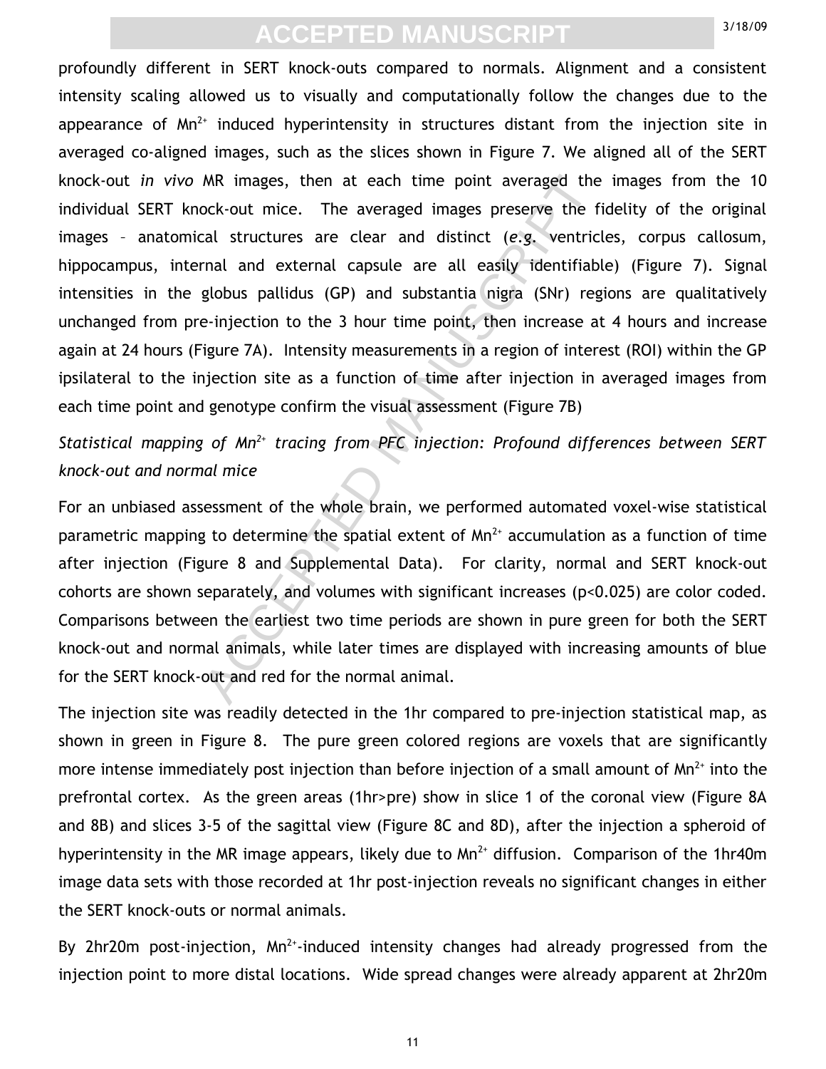profoundly different in SERT knock-outs compared to normals. Alignment and a consistent intensity scaling allowed us to visually and computationally follow the changes due to the appearance of $Mn^{2+}$ induced hyperintensity in structures distant from the injection site in averaged co-aligned images, such as the slices shown in Figure 7. We aligned all of the SERT knock-out *in vivo* MR images, then at each time point averaged the images from the 10 individual SERT knock-out mice. The averaged images preserve the fidelity of the original images – anatomical structures are clear and distinct (*e.g.* ventricles, corpus callosum, hippocampus, internal and external capsule are all easily identifiable) (Figure 7). Signal intensities in the globus pallidus (GP) and substantia nigra (SNr) regions are qualitatively unchanged from pre-injection to the 3 hour time point, then increase at 4 hours and increase again at 24 hours (Figure 7A). Intensity measurements in a region of interest (ROI) within the GP ipsilateral to the injection site as a function of time after injection in averaged images from each time point and genotype confirm the visual assessment (Figure 7B)

*Statistical mapping of $Mn^{2+}$ tracing from PFC injection: Profound differences between SERT knock-out and normal mice*

For an unbiased assessment of the whole brain, we performed automated voxel-wise statistical parametric mapping to determine the spatial extent of $Mn^{2+}$ accumulation as a function of time after injection (Figure 8 and Supplemental Data). For clarity, normal and SERT knock-out cohorts are shown separately, and volumes with significant increases ($p<0.025$) are color coded. Comparisons between the earliest two time periods are shown in pure green for both the SERT knock-out and normal animals, while later times are displayed with increasing amounts of blue for the SERT knock-out and red for the normal animal.

The injection site was readily detected in the 1hr compared to pre-injection statistical map, as shown in green in Figure 8. The pure green colored regions are voxels that are significantly more intense immediately post injection than before injection of a small amount of $Mn^{2+}$ into the prefrontal cortex. As the green areas (1hr>pre) show in slice 1 of the coronal view (Figure 8A and 8B) and slices 3-5 of the sagittal view (Figure 8C and 8D), after the injection a spheroid of hyperintensity in the MR image appears, likely due to $Mn^{2+}$ diffusion. Comparison of the 1hr40m image data sets with those recorded at 1hr post-injection reveals no significant changes in either the SERT knock-outs or normal animals.

By 2hr20m post-injection, $Mn^{2+}$-induced intensity changes had already progressed from the injection point to more distal locations. Wide spread changes were already apparent at 2hr20m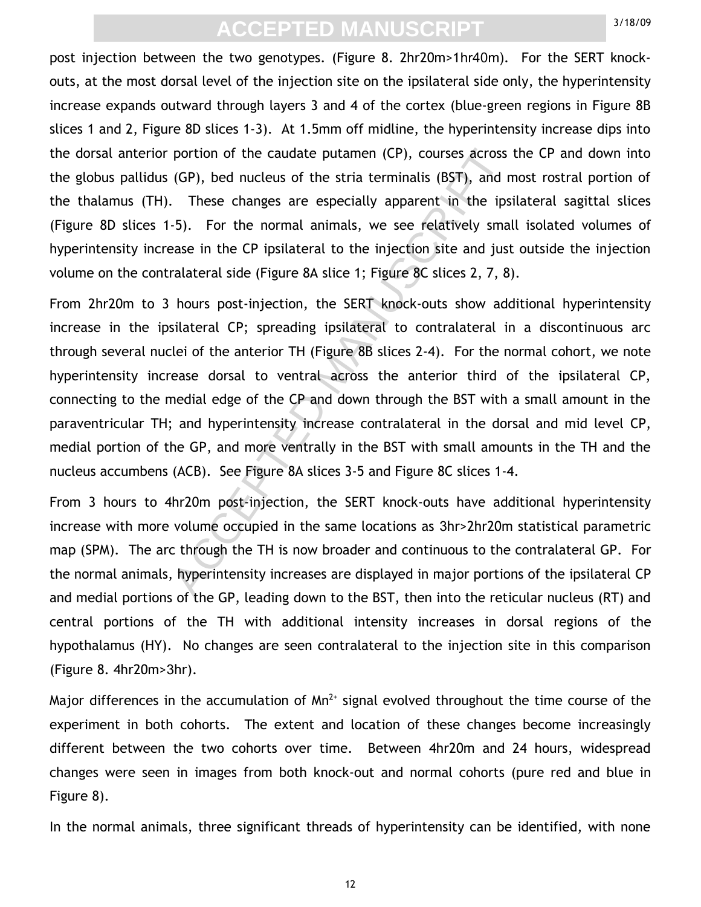post injection between the two genotypes. (Figure 8. 2hr20m>1hr40m). For the SERT knock-outs, at the most dorsal level of the injection site on the ipsilateral side only, the hyperintensity increase expands outward through layers 3 and 4 of the cortex (blue-green regions in Figure 8B slices 1 and 2, Figure 8D slices 1-3). At 1.5mm off midline, the hyperintensity increase dips into the dorsal anterior portion of the caudate putamen (CP), courses across the CP and down into the globus pallidus (GP), bed nucleus of the stria terminalis (BST), and most rostral portion of the thalamus (TH). These changes are especially apparent in the ipsilateral sagittal slices (Figure 8D slices 1-5). For the normal animals, we see relatively small isolated volumes of hyperintensity increase in the CP ipsilateral to the injection site and just outside the injection volume on the contralateral side (Figure 8A slice 1; Figure 8C slices 2, 7, 8).

From 2hr20m to 3 hours post-injection, the SERT knock-outs show additional hyperintensity increase in the ipsilateral CP; spreading ipsilateral to contralateral in a discontinuous arc through several nuclei of the anterior TH (Figure 8B slices 2-4). For the normal cohort, we note hyperintensity increase dorsal to ventral across the anterior third of the ipsilateral CP, connecting to the medial edge of the CP and down through the BST with a small amount in the paraventricular TH; and hyperintensity increase contralateral in the dorsal and mid level CP, medial portion of the GP, and more ventrally in the BST with small amounts in the TH and the nucleus accumbens (ACB). See Figure 8A slices 3-5 and Figure 8C slices 1-4.

From 3 hours to 4hr20m post-injection, the SERT knock-outs have additional hyperintensity increase with more volume occupied in the same locations as 3hr>2hr20m statistical parametric map (SPM). The arc through the TH is now broader and continuous to the contralateral GP. For the normal animals, hyperintensity increases are displayed in major portions of the ipsilateral CP and medial portions of the GP, leading down to the BST, then into the reticular nucleus (RT) and central portions of the TH with additional intensity increases in dorsal regions of the hypothalamus (HY). No changes are seen contralateral to the injection site in this comparison (Figure 8. 4hr20m>3hr).

Major differences in the accumulation of $Mn^{2+}$ signal evolved throughout the time course of the experiment in both cohorts. The extent and location of these changes become increasingly different between the two cohorts over time. Between 4hr20m and 24 hours, widespread changes were seen in images from both knock-out and normal cohorts (pure red and blue in Figure 8).

In the normal animals, three significant threads of hyperintensity can be identified, with none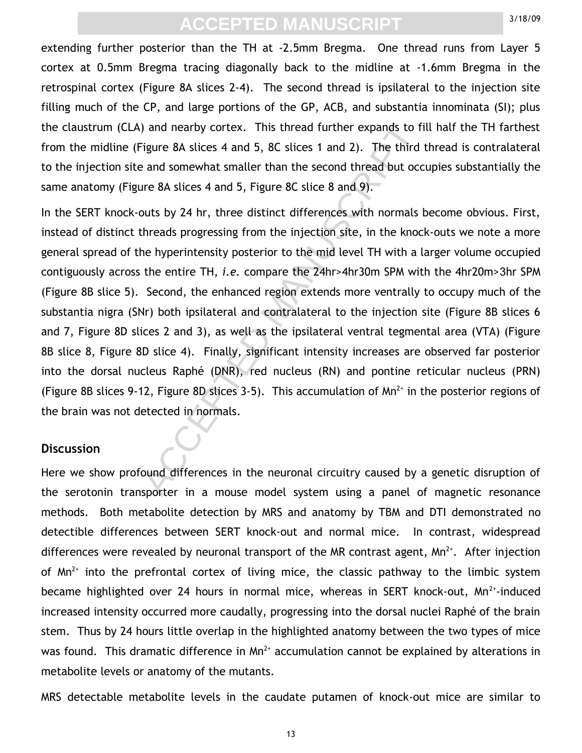extending further posterior than the TH at -2.5mm Bregma. One thread runs from Layer 5 cortex at 0.5mm Bregma tracing diagonally back to the midline at -1.6mm Bregma in the retrospinal cortex (Figure 8A slices 2-4). The second thread is ipsilateral to the injection site filling much of the CP, and large portions of the GP, ACB, and substantia innominata (SI); plus the claustrum (CLA) and nearby cortex. This thread further expands to fill half the TH farthest from the midline (Figure 8A slices 4 and 5, 8C slices 1 and 2). The third thread is contralateral to the injection site and somewhat smaller than the second thread but occupies substantially the same anatomy (Figure 8A slices 4 and 5, Figure 8C slice 8 and 9).

In the SERT knock-outs by 24 hr, three distinct differences with normals become obvious. First, instead of distinct threads progressing from the injection site, in the knock-outs we note a more general spread of the hyperintensity posterior to the mid level TH with a larger volume occupied contiguously across the entire TH, *i.e.* compare the 24hr>4hr30m SPM with the 4hr20m>3hr SPM (Figure 8B slice 5). Second, the enhanced region extends more ventrally to occupy much of the substantia nigra (SNr) both ipsilateral and contralateral to the injection site (Figure 8B slices 6 and 7, Figure 8D slices 2 and 3), as well as the ipsilateral ventral tegmental area (VTA) (Figure 8B slice 8, Figure 8D slice 4). Finally, significant intensity increases are observed far posterior into the dorsal nucleus Raphé (DNR), red nucleus (RN) and pontine reticular nucleus (PRN) (Figure 8B slices 9-12, Figure 8D slices 3-5). This accumulation of $Mn^{2+}$ in the posterior regions of the brain was not detected in normals.

## Discussion

Here we show profound differences in the neuronal circuitry caused by a genetic disruption of the serotonin transporter in a mouse model system using a panel of magnetic resonance methods. Both metabolite detection by MRS and anatomy by TBM and DTI demonstrated no detectible differences between SERT knock-out and normal mice. In contrast, widespread differences were revealed by neuronal transport of the MR contrast agent, $Mn^{2+}$. After injection of $Mn^{2+}$ into the prefrontal cortex of living mice, the classic pathway to the limbic system became highlighted over 24 hours in normal mice, whereas in SERT knock-out, $Mn^{2+}$-induced increased intensity occurred more caudally, progressing into the dorsal nuclei Raphé of the brain stem. Thus by 24 hours little overlap in the highlighted anatomy between the two types of mice was found. This dramatic difference in $Mn^{2+}$ accumulation cannot be explained by alterations in metabolite levels or anatomy of the mutants.

MRS detectable metabolite levels in the caudate putamen of knock-out mice are similar to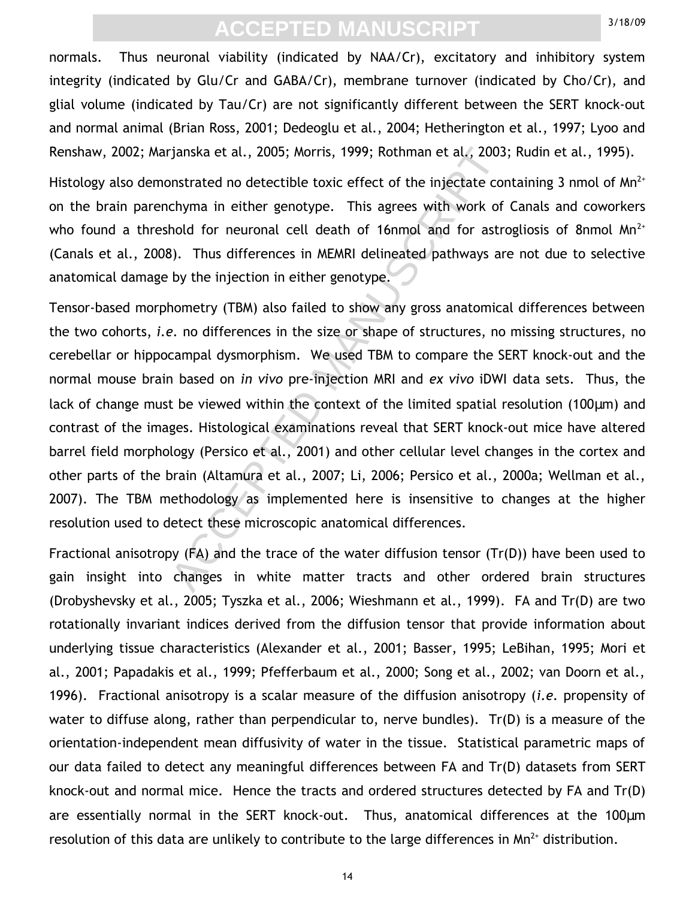normals. Thus neuronal viability (indicated by NAA/Cr), excitatory and inhibitory system integrity (indicated by Glu/Cr and GABA/Cr), membrane turnover (indicated by Cho/Cr), and glial volume (indicated by Tau/Cr) are not significantly different between the SERT knock-out and normal animal (Brian Ross, 2001; Dedeoglu et al., 2004; Hetherington et al., 1997; Lyoo and Renshaw, 2002; Marjanska et al., 2005; Morris, 1999; Rothman et al., 2003; Rudin et al., 1995).

Histology also demonstrated no detectible toxic effect of the injectate containing 3 nmol of $Mn^{2+}$ on the brain parenchyma in either genotype. This agrees with work of Canals and coworkers who found a threshold for neuronal cell death of 16nmol and for astrogliosis of 8nmol $Mn^{2+}$ (Canals et al., 2008). Thus differences in MEMRI delineated pathways are not due to selective anatomical damage by the injection in either genotype.

Tensor-based morphometry (TBM) also failed to show any gross anatomical differences between the two cohorts, *i.e.* no differences in the size or shape of structures, no missing structures, no cerebellar or hippocampal dysmorphism. We used TBM to compare the SERT knock-out and the normal mouse brain based on *in vivo* pre-injection MRI and *ex vivo* iDWI data sets. Thus, the lack of change must be viewed within the context of the limited spatial resolution (100µm) and contrast of the images. Histological examinations reveal that SERT knock-out mice have altered barrel field morphology (Persico et al., 2001) and other cellular level changes in the cortex and other parts of the brain (Altamura et al., 2007; Li, 2006; Persico et al., 2000a; Wellman et al., 2007). The TBM methodology as implemented here is insensitive to changes at the higher resolution used to detect these microscopic anatomical differences.

Fractional anisotropy (FA) and the trace of the water diffusion tensor (Tr(D)) have been used to gain insight into changes in white matter tracts and other ordered brain structures (Drobyshevsky et al., 2005; Tyszka et al., 2006; Wieshmann et al., 1999). FA and Tr(D) are two rotationally invariant indices derived from the diffusion tensor that provide information about underlying tissue characteristics (Alexander et al., 2001; Basser, 1995; LeBihan, 1995; Mori et al., 2001; Papadakis et al., 1999; Pfefferbaum et al., 2000; Song et al., 2002; van Doorn et al., 1996). Fractional anisotropy is a scalar measure of the diffusion anisotropy (*i.e.* propensity of water to diffuse along, rather than perpendicular to, nerve bundles). Tr(D) is a measure of the orientation-independent mean diffusivity of water in the tissue. Statistical parametric maps of our data failed to detect any meaningful differences between FA and Tr(D) datasets from SERT knock-out and normal mice. Hence the tracts and ordered structures detected by FA and Tr(D) are essentially normal in the SERT knock-out. Thus, anatomical differences at the 100µm resolution of this data are unlikely to contribute to the large differences in $Mn^{2+}$ distribution.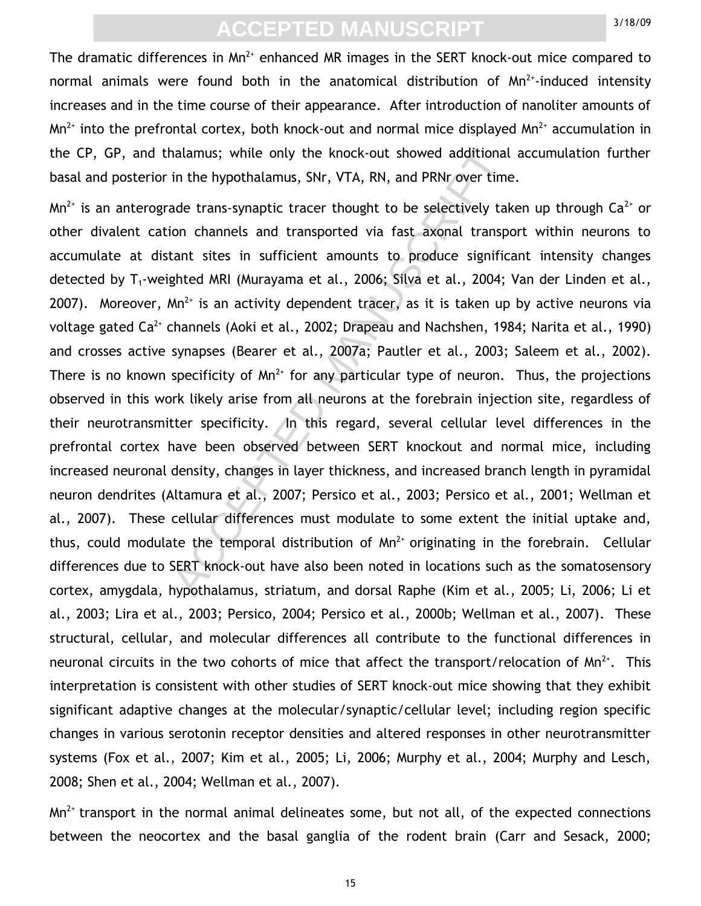The dramatic differences in $Mn^{2+}$ enhanced MR images in the SERT knock-out mice compared to normal animals were found both in the anatomical distribution of $Mn^{2+}$-induced intensity increases and in the time course of their appearance. After introduction of nanoliter amounts of $Mn^{2+}$ into the prefrontal cortex, both knock-out and normal mice displayed $Mn^{2+}$ accumulation in the CP, GP, and thalamus; while only the knock-out showed additional accumulation further basal and posterior in the hypothalamus, SNr, VTA, RN, and PRNr over time.

$Mn^{2+}$ is an anterograde trans-synaptic tracer thought to be selectively taken up through $Ca^{2+}$ or other divalent cation channels and transported via fast axonal transport within neurons to accumulate at distant sites in sufficient amounts to produce significant intensity changes detected by $T_1$-weighted MRI (Murayama et al., 2006; Silva et al., 2004; Van der Linden et al., 2007). Moreover, $Mn^{2+}$ is an activity dependent tracer, as it is taken up by active neurons via voltage gated $Ca^{2+}$ channels (Aoki et al., 2002; Drapeau and Nachshen, 1984; Narita et al., 1990) and crosses active synapses (Bearer et al., 2007a; Pautler et al., 2003; Saleem et al., 2002). There is no known specificity of $Mn^{2+}$ for any particular type of neuron. Thus, the projections observed in this work likely arise from all neurons at the forebrain injection site, regardless of their neurotransmitter specificity. In this regard, several cellular level differences in the prefrontal cortex have been observed between SERT knockout and normal mice, including increased neuronal density, changes in layer thickness, and increased branch length in pyramidal neuron dendrites (Altamura et al., 2007; Persico et al., 2003; Persico et al., 2001; Wellman et al., 2007). These cellular differences must modulate to some extent the initial uptake and, thus, could modulate the temporal distribution of $Mn^{2+}$ originating in the forebrain. Cellular differences due to SERT knock-out have also been noted in locations such as the somatosensory cortex, amygdala, hypothalamus, striatum, and dorsal Raphe (Kim et al., 2005; Li, 2006; Li et al., 2003; Lira et al., 2003; Persico, 2004; Persico et al., 2000b; Wellman et al., 2007). These structural, cellular, and molecular differences all contribute to the functional differences in neuronal circuits in the two cohorts of mice that affect the transport/relocation of $Mn^{2+}$. This interpretation is consistent with other studies of SERT knock-out mice showing that they exhibit significant adaptive changes at the molecular/synaptic/cellular level; including region specific changes in various serotonin receptor densities and altered responses in other neurotransmitter systems (Fox et al., 2007; Kim et al., 2005; Li, 2006; Murphy et al., 2004; Murphy and Lesch, 2008; Shen et al., 2004; Wellman et al., 2007).

$Mn^{2+}$ transport in the normal animal delineates some, but not all, of the expected connections between the neocortex and the basal ganglia of the rodent brain (Carr and Sesack, 2000;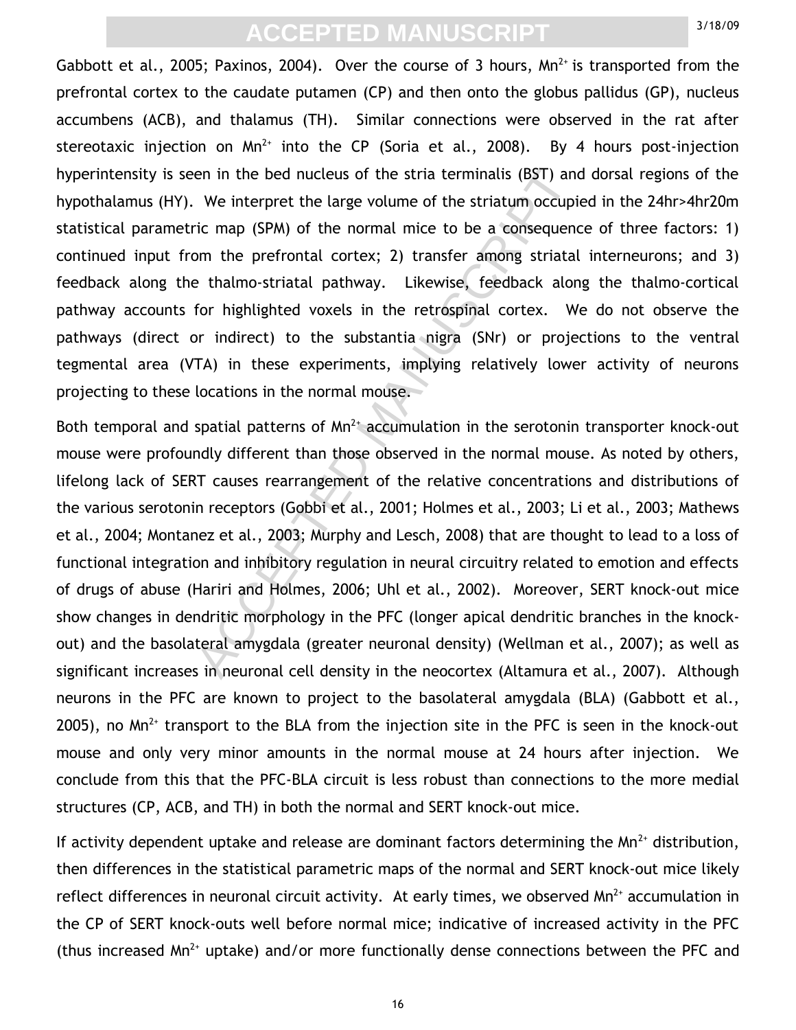Gabbott et al., 2005; Paxinos, 2004). Over the course of 3 hours, $Mn^{2+}$ is transported from the prefrontal cortex to the caudate putamen (CP) and then onto the globus pallidus (GP), nucleus accumbens (ACB), and thalamus (TH). Similar connections were observed in the rat after stereotaxic injection on $Mn^{2+}$ into the CP (Soria et al., 2008). By 4 hours post-injection hyperintensity is seen in the bed nucleus of the stria terminalis (BST) and dorsal regions of the hypothalamus (HY). We interpret the large volume of the striatum occupied in the 24hr>4hr20m statistical parametric map (SPM) of the normal mice to be a consequence of three factors: 1) continued input from the prefrontal cortex; 2) transfer among striatal interneurons; and 3) feedback along the thalmo-striatal pathway. Likewise, feedback along the thalmo-cortical pathway accounts for highlighted voxels in the retrospinal cortex. We do not observe the pathways (direct or indirect) to the substantia nigra (SNr) or projections to the ventral tegmental area (VTA) in these experiments, implying relatively lower activity of neurons projecting to these locations in the normal mouse.

Both temporal and spatial patterns of $Mn^{2+}$ accumulation in the serotonin transporter knock-out mouse were profoundly different than those observed in the normal mouse. As noted by others, lifelong lack of SERT causes rearrangement of the relative concentrations and distributions of the various serotonin receptors (Gobbi et al., 2001; Holmes et al., 2003; Li et al., 2003; Mathews et al., 2004; Montanez et al., 2003; Murphy and Lesch, 2008) that are thought to lead to a loss of functional integration and inhibitory regulation in neural circuitry related to emotion and effects of drugs of abuse (Hariri and Holmes, 2006; Uhl et al., 2002). Moreover, SERT knock-out mice show changes in dendritic morphology in the PFC (longer apical dendritic branches in the knock-out) and the basolateral amygdala (greater neuronal density) (Wellman et al., 2007); as well as significant increases in neuronal cell density in the neocortex (Altamura et al., 2007). Although neurons in the PFC are known to project to the basolateral amygdala (BLA) (Gabbott et al., 2005), no $Mn^{2+}$ transport to the BLA from the injection site in the PFC is seen in the knock-out mouse and only very minor amounts in the normal mouse at 24 hours after injection. We conclude from this that the PFC-BLA circuit is less robust than connections to the more medial structures (CP, ACB, and TH) in both the normal and SERT knock-out mice.

If activity dependent uptake and release are dominant factors determining the $Mn^{2+}$ distribution, then differences in the statistical parametric maps of the normal and SERT knock-out mice likely reflect differences in neuronal circuit activity. At early times, we observed $Mn^{2+}$ accumulation in the CP of SERT knock-outs well before normal mice; indicative of increased activity in the PFC (thus increased $Mn^{2+}$ uptake) and/or more functionally dense connections between the PFC and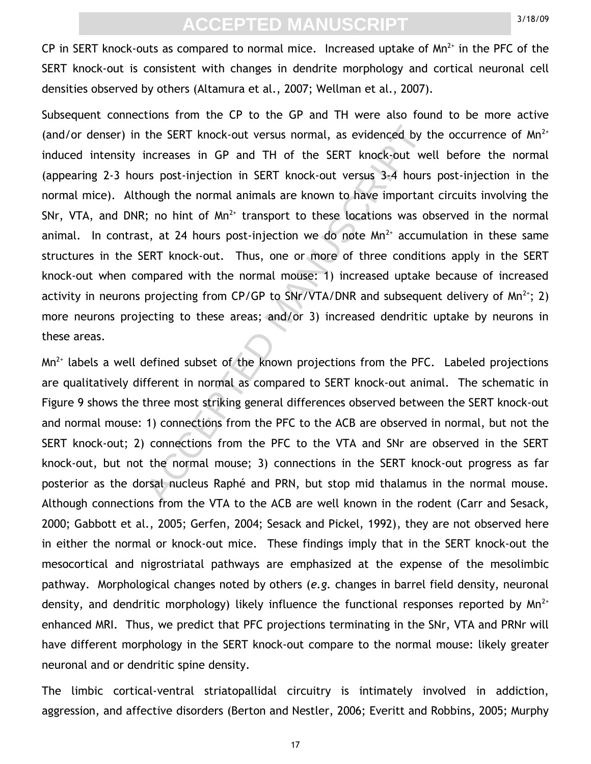CP in SERT knock-outs as compared to normal mice. Increased uptake of $Mn^{2+}$ in the PFC of the SERT knock-out is consistent with changes in dendrite morphology and cortical neuronal cell densities observed by others (Altamura et al., 2007; Wellman et al., 2007).

Subsequent connections from the CP to the GP and TH were also found to be more active (and/or denser) in the SERT knock-out versus normal, as evidenced by the occurrence of $Mn^{2+}$ induced intensity increases in GP and TH of the SERT knock-out well before the normal (appearing 2-3 hours post-injection in SERT knock-out versus 3-4 hours post-injection in the normal mice). Although the normal animals are known to have important circuits involving the SNr, VTA, and DNR; no hint of $Mn^{2+}$ transport to these locations was observed in the normal animal. In contrast, at 24 hours post-injection we do note $Mn^{2+}$ accumulation in these same structures in the SERT knock-out. Thus, one or more of three conditions apply in the SERT knock-out when compared with the normal mouse: 1) increased uptake because of increased activity in neurons projecting from CP/GP to SNr/VTA/DNR and subsequent delivery of $Mn^{2+}$; 2) more neurons projecting to these areas; and/or 3) increased dendritic uptake by neurons in these areas.

$Mn^{2+}$ labels a well defined subset of the known projections from the PFC. Labeled projections are qualitatively different in normal as compared to SERT knock-out animal. The schematic in Figure 9 shows the three most striking general differences observed between the SERT knock-out and normal mouse: 1) connections from the PFC to the ACB are observed in normal, but not the SERT knock-out; 2) connections from the PFC to the VTA and SNr are observed in the SERT knock-out, but not the normal mouse; 3) connections in the SERT knock-out progress as far posterior as the dorsal nucleus Raphé and PRN, but stop mid thalamus in the normal mouse. Although connections from the VTA to the ACB are well known in the rodent (Carr and Sesack, 2000; Gabbott et al., 2005; Gerfen, 2004; Sesack and Pickel, 1992), they are not observed here in either the normal or knock-out mice. These findings imply that in the SERT knock-out the mesocortical and nigrostriatal pathways are emphasized at the expense of the mesolimbic pathway. Morphological changes noted by others (*e.g.* changes in barrel field density, neuronal density, and dendritic morphology) likely influence the functional responses reported by $Mn^{2+}$ enhanced MRI. Thus, we predict that PFC projections terminating in the SNr, VTA and PRNr will have different morphology in the SERT knock-out compare to the normal mouse: likely greater neuronal and or dendritic spine density.

The limbic cortical-ventral striatopallidal circuitry is intimately involved in addiction, aggression, and affective disorders (Berton and Nestler, 2006; Everitt and Robbins, 2005; Murphy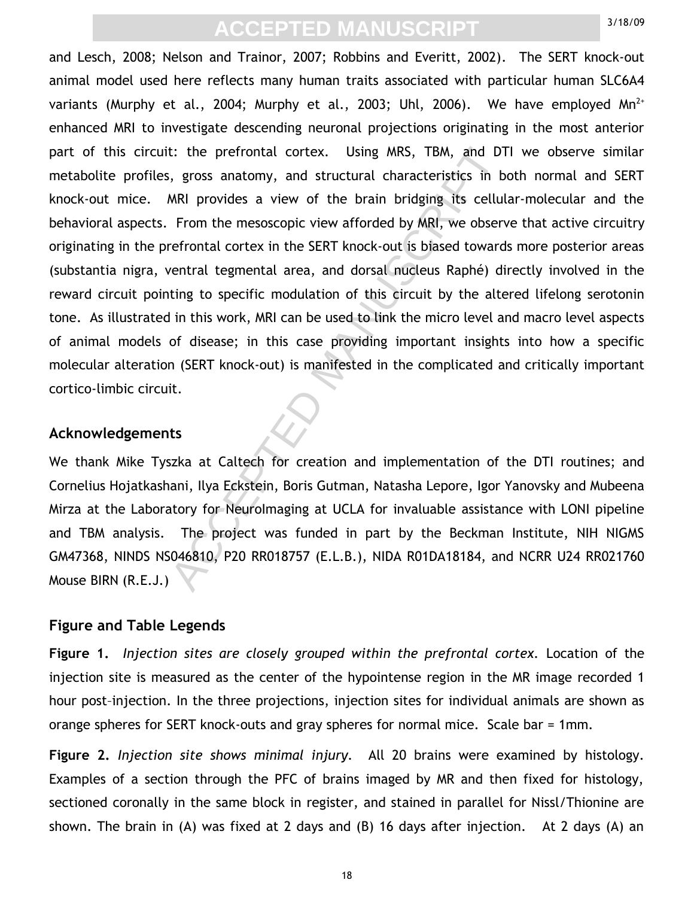and Lesch, 2008; Nelson and Trainor, 2007; Robbins and Everitt, 2002). The SERT knock-out animal model used here reflects many human traits associated with particular human SLC6A4 variants (Murphy et al., 2004; Murphy et al., 2003; Uhl, 2006). We have employed $Mn^{2+}$ enhanced MRI to investigate descending neuronal projections originating in the most anterior part of this circuit: the prefrontal cortex. Using MRS, TBM, and DTI we observe similar metabolite profiles, gross anatomy, and structural characteristics in both normal and SERT knock-out mice. MRI provides a view of the brain bridging its cellular-molecular and the behavioral aspects. From the mesoscopic view afforded by MRI, we observe that active circuitry originating in the prefrontal cortex in the SERT knock-out is biased towards more posterior areas (substantia nigra, ventral tegmental area, and dorsal nucleus Raphé) directly involved in the reward circuit pointing to specific modulation of this circuit by the altered lifelong serotonin tone. As illustrated in this work, MRI can be used to link the micro level and macro level aspects of animal models of disease; in this case providing important insights into how a specific molecular alteration (SERT knock-out) is manifested in the complicated and critically important cortico-limbic circuit.

## Acknowledgements

We thank Mike Tyszka at Caltech for creation and implementation of the DTI routines; and Cornelius Hojatkashani, Ilya Eckstein, Boris Gutman, Natasha Lepore, Igor Yanovsky and Mubeena Mirza at the Laboratory for NeuroImaging at UCLA for invaluable assistance with LONI pipeline and TBM analysis. The project was funded in part by the Beckman Institute, NIH NIGMS GM47368, NINDS NS046810, P20 RR018757 (E.L.B.), NIDA R01DA18184, and NCRR U24 RR021760 Mouse BIRN (R.E.J.)

## Figure and Table Legends

**Figure 1.** *Injection sites are closely grouped within the prefrontal cortex.* Location of the injection site is measured as the center of the hypointense region in the MR image recorded 1 hour post–injection. In the three projections, injection sites for individual animals are shown as orange spheres for SERT knock-outs and gray spheres for normal mice. Scale bar = 1mm.

**Figure 2.** *Injection site shows minimal injury*. All 20 brains were examined by histology. Examples of a section through the PFC of brains imaged by MR and then fixed for histology, sectioned coronally in the same block in register, and stained in parallel for Nissl/Thionine are shown. The brain in (A) was fixed at 2 days and (B) 16 days after injection. At 2 days (A) an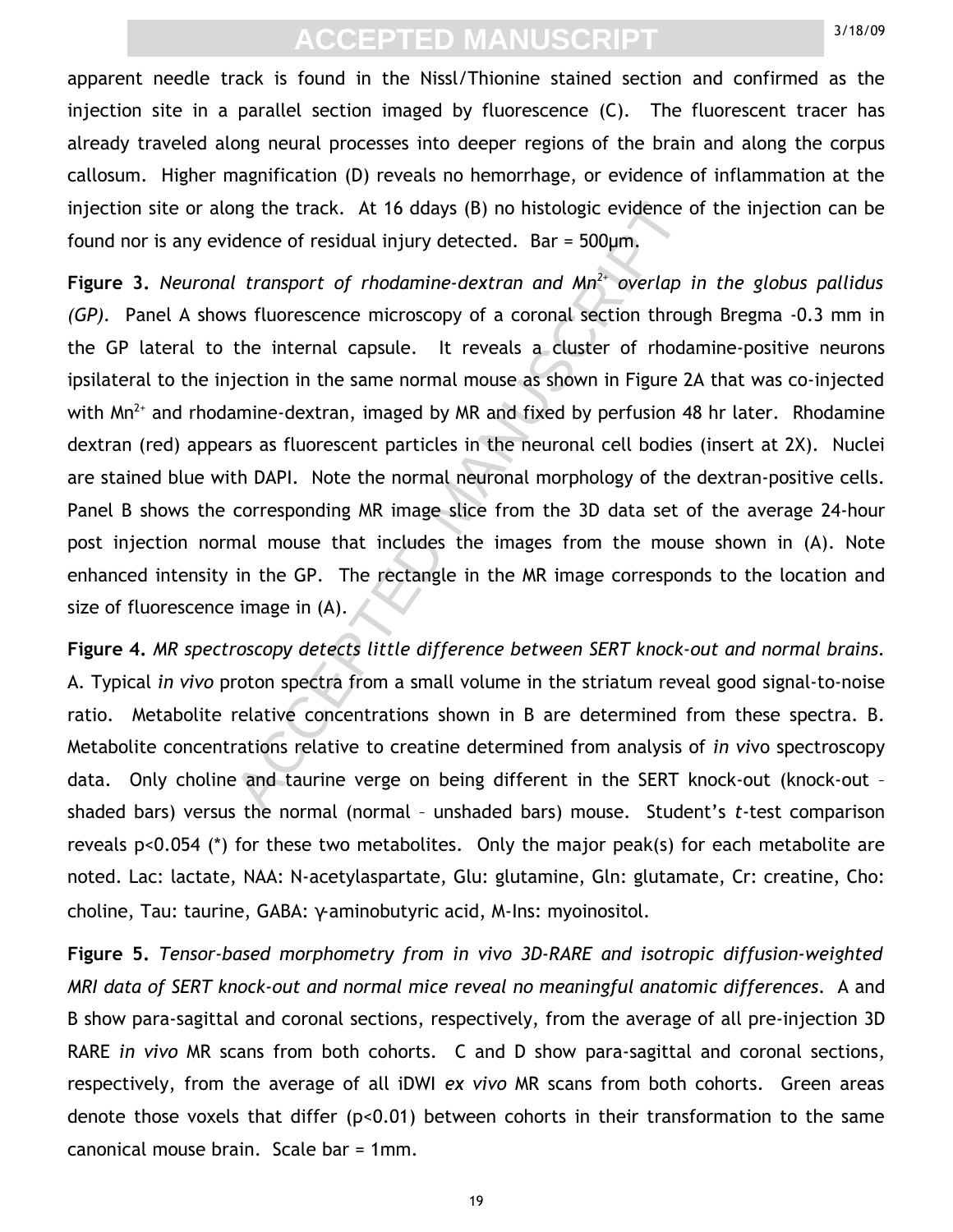apparent needle track is found in the Nissl/Thionine stained section and confirmed as the injection site in a parallel section imaged by fluorescence (C). The fluorescent tracer has already traveled along neural processes into deeper regions of the brain and along the corpus callosum. Higher magnification (D) reveals no hemorrhage, or evidence of inflammation at the injection site or along the track. At 16 ddays (B) no histologic evidence of the injection can be found nor is any evidence of residual injury detected. Bar = 500μm.

**Figure 3.** *Neuronal transport of rhodamine-dextran and $Mn^{2+}$ overlap in the globus pallidus (GP).* Panel A shows fluorescence microscopy of a coronal section through Bregma -0.3 mm in the GP lateral to the internal capsule. It reveals a cluster of rhodamine-positive neurons ipsilateral to the injection in the same normal mouse as shown in Figure 2A that was co-injected with $Mn^{2+}$ and rhodamine-dextran, imaged by MR and fixed by perfusion 48 hr later. Rhodamine dextran (red) appears as fluorescent particles in the neuronal cell bodies (insert at 2X). Nuclei are stained blue with DAPI. Note the normal neuronal morphology of the dextran-positive cells. Panel B shows the corresponding MR image slice from the 3D data set of the average 24-hour post injection normal mouse that includes the images from the mouse shown in (A). Note enhanced intensity in the GP. The rectangle in the MR image corresponds to the location and size of fluorescence image in (A).

**Figure 4.** *MR spectroscopy detects little difference between SERT knock-out and normal brains.* A. Typical *in vivo* proton spectra from a small volume in the striatum reveal good signal-to-noise ratio. Metabolite relative concentrations shown in B are determined from these spectra. B. Metabolite concentrations relative to creatine determined from analysis of *in vivo* spectroscopy data. Only choline and taurine verge on being different in the SERT knock-out (knock-out – shaded bars) versus the normal (normal – unshaded bars) mouse. Student's *t*-test comparison reveals $p<0.054$ (*) for these two metabolites. Only the major peak(s) for each metabolite are noted. Lac: lactate, NAA: N-acetylaspartate, Glu: glutamine, Gln: glutamate, Cr: creatine, Cho: choline, Tau: taurine, GABA: γ-aminobutyric acid, M-Ins: myoinositol.

**Figure 5.** *Tensor-based morphometry from in vivo 3D-RARE and isotropic diffusion-weighted MRI data of SERT knock-out and normal mice reveal no meaningful anatomic differences.* A and B show para-sagittal and coronal sections, respectively, from the average of all pre-injection 3D RARE *in vivo* MR scans from both cohorts. C and D show para-sagittal and coronal sections, respectively, from the average of all iDWI *ex vivo* MR scans from both cohorts. Green areas denote those voxels that differ ($p<0.01$) between cohorts in their transformation to the same canonical mouse brain. Scale bar = 1mm.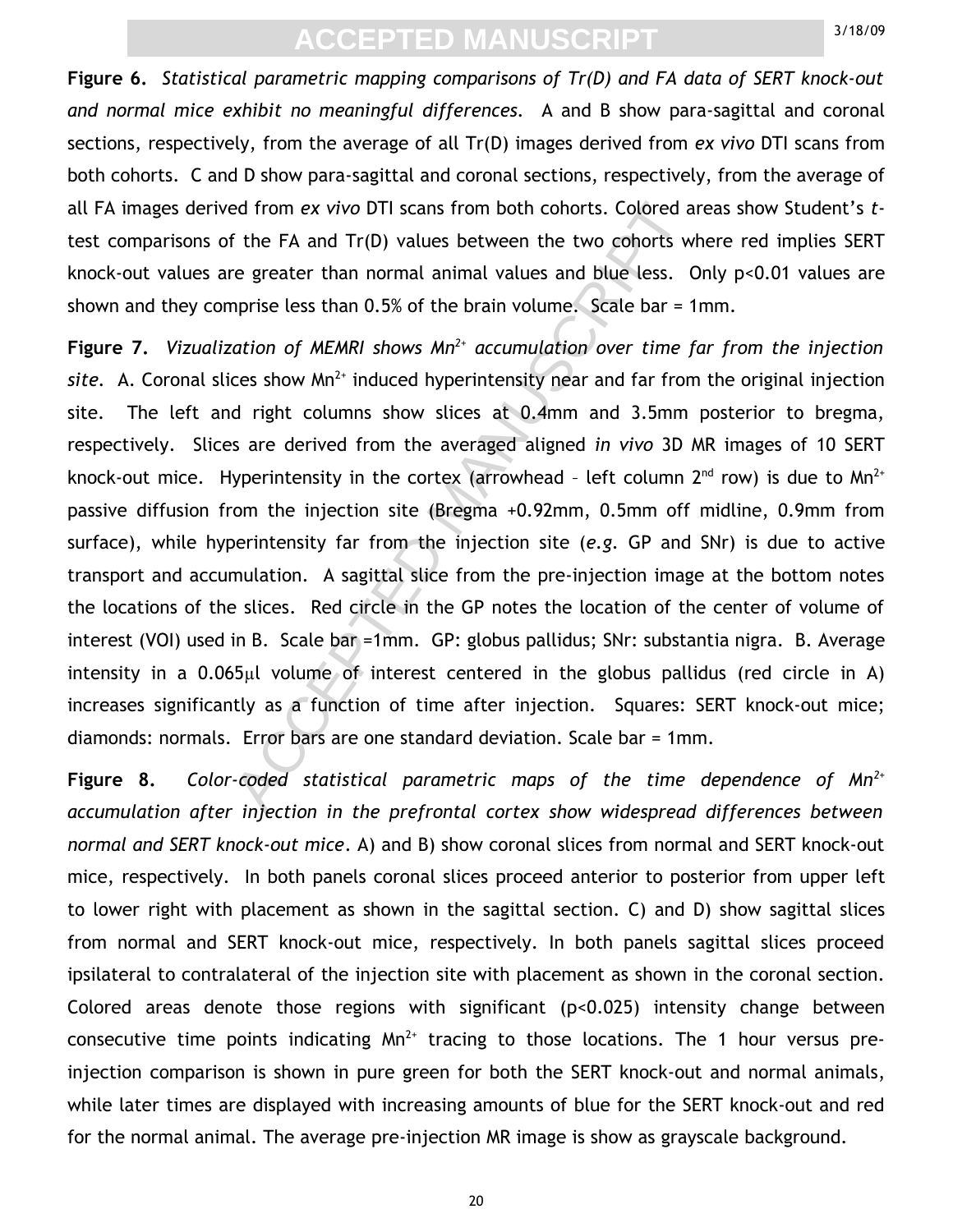**Figure 6.** *Statistical parametric mapping comparisons of Tr(D) and FA data of SERT knock-out and normal mice exhibit no meaningful differences.* A and B show para-sagittal and coronal sections, respectively, from the average of all Tr(D) images derived from *ex vivo* DTI scans from both cohorts. C and D show para-sagittal and coronal sections, respectively, from the average of all FA images derived from *ex vivo* DTI scans from both cohorts. Colored areas show Student's *t*-test comparisons of the FA and Tr(D) values between the two cohorts where red implies SERT knock-out values are greater than normal animal values and blue less. Only $p<0.01$ values are shown and they comprise less than 0.5% of the brain volume. Scale bar = 1mm.

**Figure 7.** *Vizualization of MEMRI shows $Mn^{2+}$ accumulation over time far from the injection site.* A. Coronal slices show $Mn^{2+}$ induced hyperintensity near and far from the original injection site. The left and right columns show slices at 0.4mm and 3.5mm posterior to bregma, respectively. Slices are derived from the averaged aligned *in vivo* 3D MR images of 10 SERT knock-out mice. Hyperintensity in the cortex (arrowhead – left column 2nd row) is due to $Mn^{2+}$ passive diffusion from the injection site (Bregma +0.92mm, 0.5mm off midline, 0.9mm from surface), while hyperintensity far from the injection site (*e.g.* GP and SNr) is due to active transport and accumulation. A sagittal slice from the pre-injection image at the bottom notes the locations of the slices. Red circle in the GP notes the location of the center of volume of interest (VOI) used in B. Scale bar =1mm. GP: globus pallidus; SNr: substantia nigra. B. Average intensity in a 0.065μl volume of interest centered in the globus pallidus (red circle in A) increases significantly as a function of time after injection. Squares: SERT knock-out mice; diamonds: normals. Error bars are one standard deviation. Scale bar = 1mm.

**Figure 8.** *Color-coded statistical parametric maps of the time dependence of $Mn^{2+}$ accumulation after injection in the prefrontal cortex show widespread differences between normal and SERT knock-out mice*. A) and B) show coronal slices from normal and SERT knock-out mice, respectively. In both panels coronal slices proceed anterior to posterior from upper left to lower right with placement as shown in the sagittal section. C) and D) show sagittal slices from normal and SERT knock-out mice, respectively. In both panels sagittal slices proceed ipsilateral to contralateral of the injection site with placement as shown in the coronal section. Colored areas denote those regions with significant ($p<0.025$) intensity change between consecutive time points indicating $Mn^{2+}$ tracing to those locations. The 1 hour versus pre-injection comparison is shown in pure green for both the SERT knock-out and normal animals, while later times are displayed with increasing amounts of blue for the SERT knock-out and red for the normal animal. The average pre-injection MR image is show as grayscale background.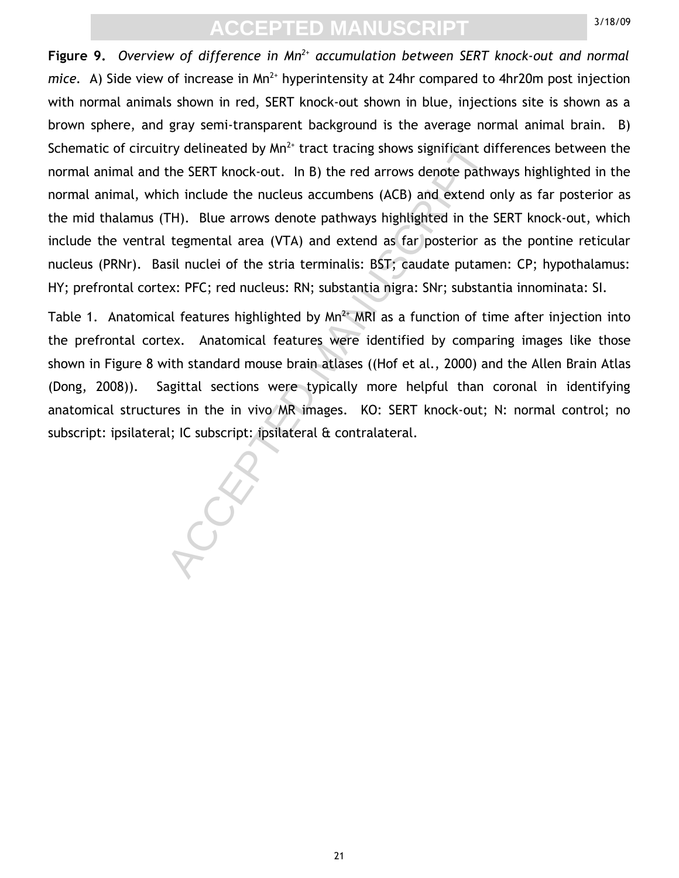**Figure 9.** *Overview of difference in $Mn^{2+}$ accumulation between SERT knock-out and normal mice.* A) Side view of increase in $Mn^{2+}$ hyperintensity at 24hr compared to 4hr20m post injection with normal animals shown in red, SERT knock-out shown in blue, injections site is shown as a brown sphere, and gray semi-transparent background is the average normal animal brain. B) Schematic of circuitry delineated by $Mn^{2+}$ tract tracing shows significant differences between the normal animal and the SERT knock-out. In B) the red arrows denote pathways highlighted in the normal animal, which include the nucleus accumbens (ACB) and extend only as far posterior as the mid thalamus (TH). Blue arrows denote pathways highlighted in the SERT knock-out, which include the ventral tegmental area (VTA) and extend as far posterior as the pontine reticular nucleus (PRNr). Basil nuclei of the stria terminalis: BST; caudate putamen: CP; hypothalamus: HY; prefrontal cortex: PFC; red nucleus: RN; substantia nigra: SNr; substantia innominata: SI.

Table 1. Anatomical features highlighted by $Mn^{2+}$ MRI as a function of time after injection into the prefrontal cortex. Anatomical features were identified by comparing images like those shown in Figure 8 with standard mouse brain atlases ((Hof et al., 2000) and the Allen Brain Atlas (Dong, 2008)). Sagittal sections were typically more helpful than coronal in identifying anatomical structures in the in vivo MR images. KO: SERT knock-out; N: normal control; no subscript: ipsilateral; IC subscript: ipsilateral & contralateral.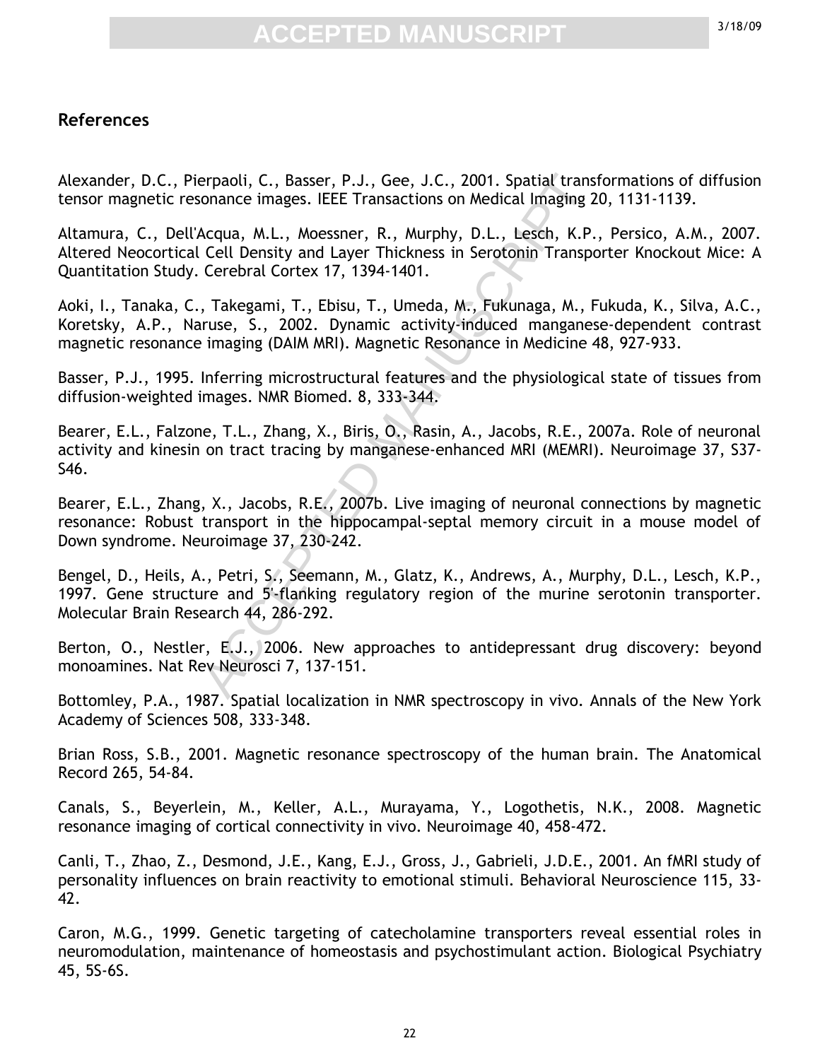## References

Alexander, D.C., Pierpaoli, C., Basser, P.J., Gee, J.C., 2001. Spatial transformations of diffusion tensor magnetic resonance images. IEEE Transactions on Medical Imaging 20, 1131-1139.

Altamura, C., Dell'Acqua, M.L., Moessner, R., Murphy, D.L., Lesch, K.P., Persico, A.M., 2007. Altered Neocortical Cell Density and Layer Thickness in Serotonin Transporter Knockout Mice: A Quantitation Study. Cerebral Cortex 17, 1394-1401.

Aoki, I., Tanaka, C., Takegami, T., Ebisu, T., Umeda, M., Fukunaga, M., Fukuda, K., Silva, A.C., Koretsky, A.P., Naruse, S., 2002. Dynamic activity-induced manganese-dependent contrast magnetic resonance imaging (DAIM MRI). Magnetic Resonance in Medicine 48, 927-933.

Basser, P.J., 1995. Inferring microstructural features and the physiological state of tissues from diffusion-weighted images. NMR Biomed. 8, 333-344.

Bearer, E.L., Falzone, T.L., Zhang, X., Biris, O., Rasin, A., Jacobs, R.E., 2007a. Role of neuronal activity and kinesin on tract tracing by manganese-enhanced MRI (MEMRI). Neuroimage 37, S37-S46.

Bearer, E.L., Zhang, X., Jacobs, R.E., 2007b. Live imaging of neuronal connections by magnetic resonance: Robust transport in the hippocampal-septal memory circuit in a mouse model of Down syndrome. Neuroimage 37, 230-242.

Bengel, D., Heils, A., Petri, S., Seemann, M., Glatz, K., Andrews, A., Murphy, D.L., Lesch, K.P., 1997. Gene structure and 5'-flanking regulatory region of the murine serotonin transporter. Molecular Brain Research 44, 286-292.

Berton, O., Nestler, E.J., 2006. New approaches to antidepressant drug discovery: beyond monoamines. Nat Rev Neurosci 7, 137-151.

Bottomley, P.A., 1987. Spatial localization in NMR spectroscopy in vivo. Annals of the New York Academy of Sciences 508, 333-348.

Brian Ross, S.B., 2001. Magnetic resonance spectroscopy of the human brain. The Anatomical Record 265, 54-84.

Canals, S., Beyerlein, M., Keller, A.L., Murayama, Y., Logothetis, N.K., 2008. Magnetic resonance imaging of cortical connectivity in vivo. Neuroimage 40, 458-472.

Canli, T., Zhao, Z., Desmond, J.E., Kang, E.J., Gross, J., Gabrieli, J.D.E., 2001. An fMRI study of personality influences on brain reactivity to emotional stimuli. Behavioral Neuroscience 115, 33-42.

Caron, M.G., 1999. Genetic targeting of catecholamine transporters reveal essential roles in neuromodulation, maintenance of homeostasis and psychostimulant action. Biological Psychiatry 45, 5S-6S.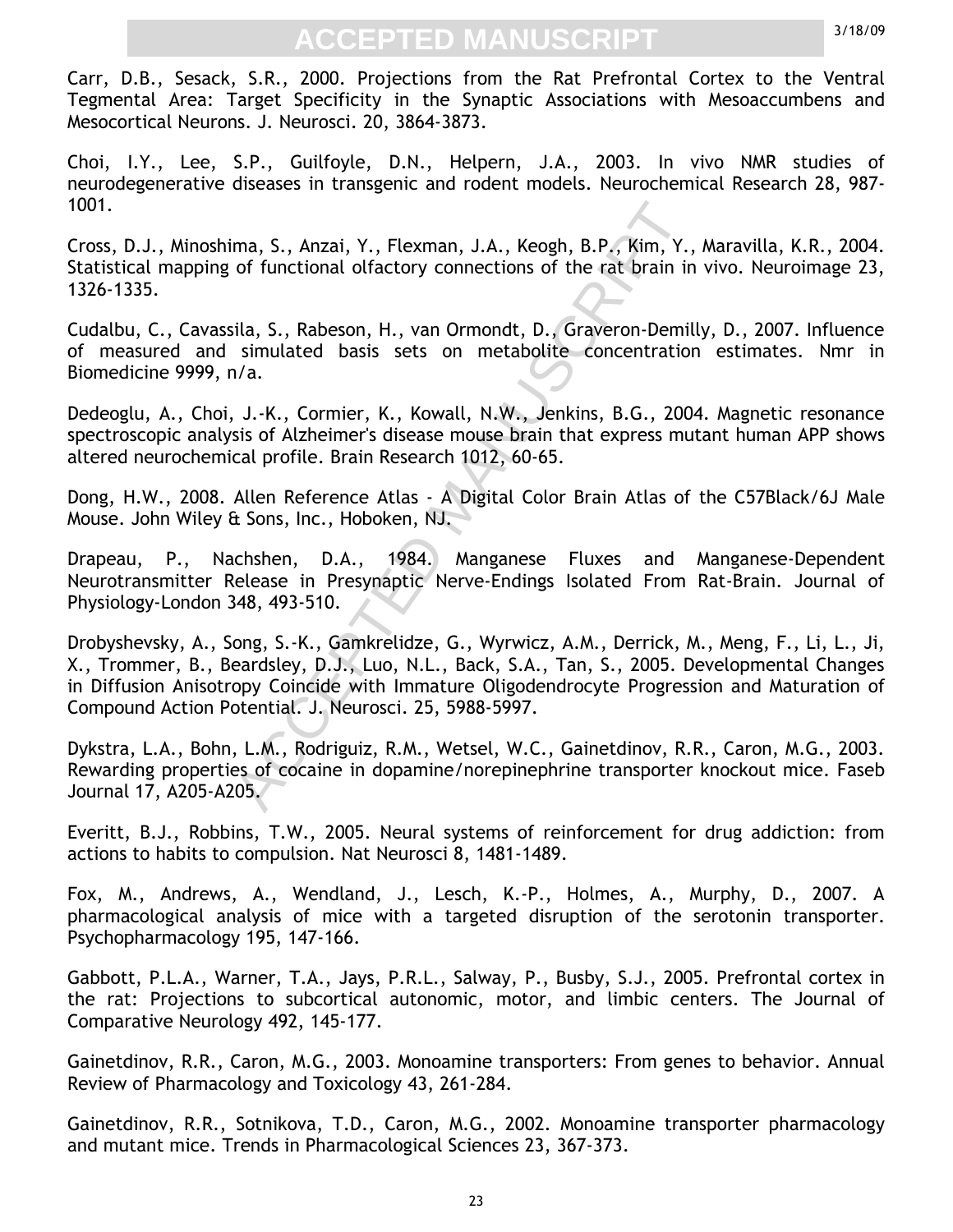Carr, D.B., Sesack, S.R., 2000. Projections from the Rat Prefrontal Cortex to the Ventral Tegmental Area: Target Specificity in the Synaptic Associations with Mesoaccumbens and Mesocortical Neurons. J. Neurosci. 20, 3864-3873.

Choi, I.Y., Lee, S.P., Guilfoyle, D.N., Helpern, J.A., 2003. In vivo NMR studies of neurodegenerative diseases in transgenic and rodent models. Neurochemical Research 28, 987-1001.

Cross, D.J., Minoshima, S., Anzai, Y., Flexman, J.A., Keogh, B.P., Kim, Y., Maravilla, K.R., 2004. Statistical mapping of functional olfactory connections of the rat brain in vivo. Neuroimage 23, 1326-1335.

Cudalbu, C., Cavassila, S., Rabeson, H., van Ormondt, D., Graveron-Demilly, D., 2007. Influence of measured and simulated basis sets on metabolite concentration estimates. Nmr in Biomedicine 9999, n/a.

Dedeoglu, A., Choi, J.-K., Cormier, K., Kowall, N.W., Jenkins, B.G., 2004. Magnetic resonance spectroscopic analysis of Alzheimer's disease mouse brain that express mutant human APP shows altered neurochemical profile. Brain Research 1012, 60-65.

Dong, H.W., 2008. Allen Reference Atlas - A Digital Color Brain Atlas of the C57Black/6J Male Mouse. John Wiley & Sons, Inc., Hoboken, NJ.

Drapeau, P., Nachshen, D.A., 1984. Manganese Fluxes and Manganese-Dependent Neurotransmitter Release in Presynaptic Nerve-Endings Isolated From Rat-Brain. Journal of Physiology-London 348, 493-510.

Drobyshevsky, A., Song, S.-K., Gamkrelidze, G., Wyrwicz, A.M., Derrick, M., Meng, F., Li, L., Ji, X., Trommer, B., Beardsley, D.J., Luo, N.L., Back, S.A., Tan, S., 2005. Developmental Changes in Diffusion Anisotropy Coincide with Immature Oligodendrocyte Progression and Maturation of Compound Action Potential. J. Neurosci. 25, 5988-5997.

Dykstra, L.A., Bohn, L.M., Rodriguiz, R.M., Wetsel, W.C., Gainetdinov, R.R., Caron, M.G., 2003. Rewarding properties of cocaine in dopamine/norepinephrine transporter knockout mice. Faseb Journal 17, A205-A205.

Everitt, B.J., Robbins, T.W., 2005. Neural systems of reinforcement for drug addiction: from actions to habits to compulsion. Nat Neurosci 8, 1481-1489.

Fox, M., Andrews, A., Wendland, J., Lesch, K.-P., Holmes, A., Murphy, D., 2007. A pharmacological analysis of mice with a targeted disruption of the serotonin transporter. Psychopharmacology 195, 147-166.

Gabbott, P.L.A., Warner, T.A., Jays, P.R.L., Salway, P., Busby, S.J., 2005. Prefrontal cortex in the rat: Projections to subcortical autonomic, motor, and limbic centers. The Journal of Comparative Neurology 492, 145-177.

Gainetdinov, R.R., Caron, M.G., 2003. Monoamine transporters: From genes to behavior. Annual Review of Pharmacology and Toxicology 43, 261-284.

Gainetdinov, R.R., Sotnikova, T.D., Caron, M.G., 2002. Monoamine transporter pharmacology and mutant mice. Trends in Pharmacological Sciences 23, 367-373.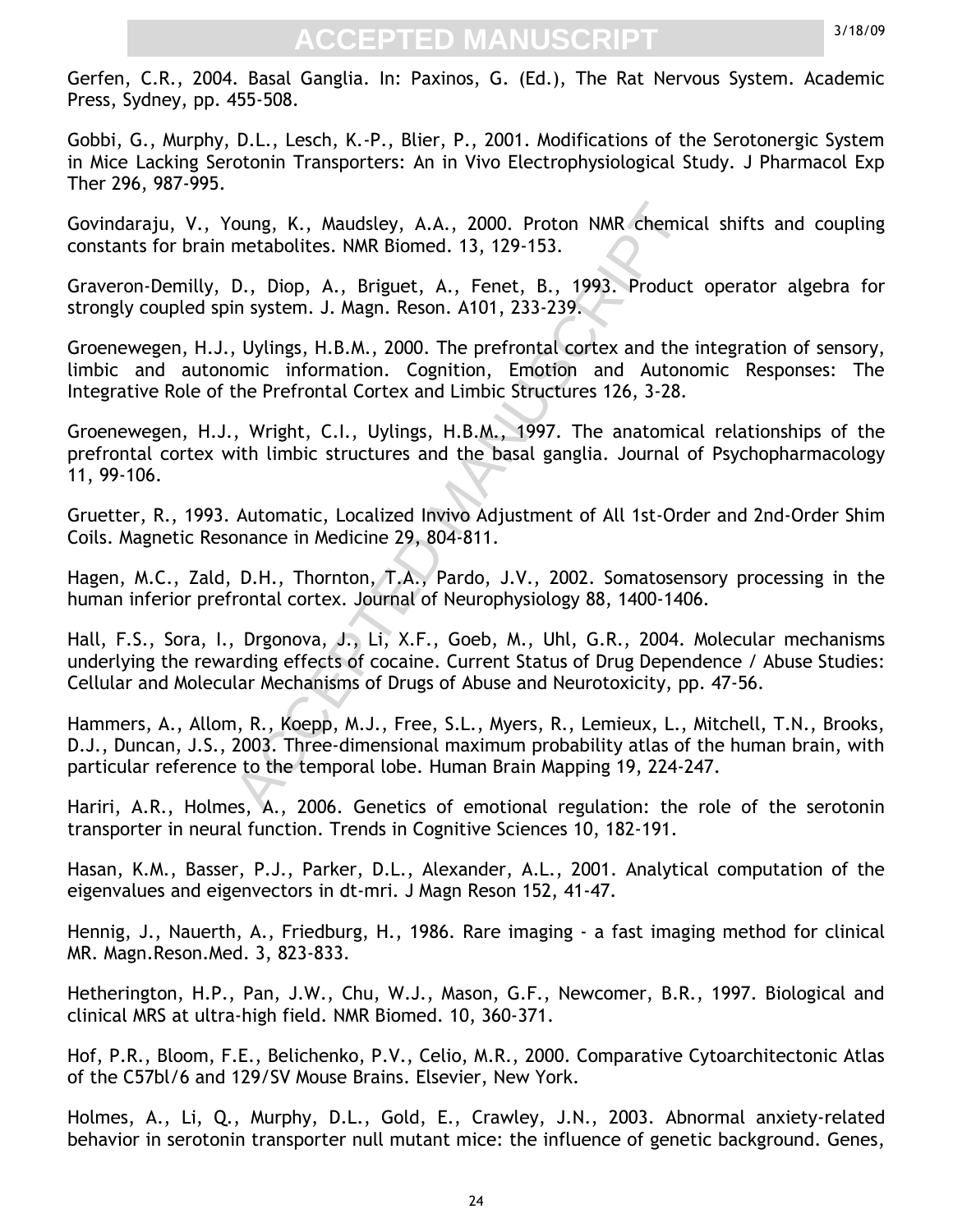Gerfen, C.R., 2004. Basal Ganglia. In: Paxinos, G. (Ed.), The Rat Nervous System. Academic Press, Sydney, pp. 455-508.

Gobbi, G., Murphy, D.L., Lesch, K.-P., Blier, P., 2001. Modifications of the Serotonergic System in Mice Lacking Serotonin Transporters: An in Vivo Electrophysiological Study. J Pharmacol Exp Ther 296, 987-995.

Govindaraju, V., Young, K., Maudsley, A.A., 2000. Proton NMR chemical shifts and coupling constants for brain metabolites. NMR Biomed. 13, 129-153.

Graveron-Demilly, D., Diop, A., Briguet, A., Fenet, B., 1993. Product operator algebra for strongly coupled spin system. J. Magn. Reson. A101, 233-239.

Groenewegen, H.J., Uylings, H.B.M., 2000. The prefrontal cortex and the integration of sensory, limbic and autonomic information. Cognition, Emotion and Autonomic Responses: The Integrative Role of the Prefrontal Cortex and Limbic Structures 126, 3-28.

Groenewegen, H.J., Wright, C.I., Uylings, H.B.M., 1997. The anatomical relationships of the prefrontal cortex with limbic structures and the basal ganglia. Journal of Psychopharmacology 11, 99-106.

Gruetter, R., 1993. Automatic, Localized Invivo Adjustment of All 1st-Order and 2nd-Order Shim Coils. Magnetic Resonance in Medicine 29, 804-811.

Hagen, M.C., Zald, D.H., Thornton, T.A., Pardo, J.V., 2002. Somatosensory processing in the human inferior prefrontal cortex. Journal of Neurophysiology 88, 1400-1406.

Hall, F.S., Sora, I., Drgonova, J., Li, X.F., Goeb, M., Uhl, G.R., 2004. Molecular mechanisms underlying the rewarding effects of cocaine. Current Status of Drug Dependence / Abuse Studies: Cellular and Molecular Mechanisms of Drugs of Abuse and Neurotoxicity, pp. 47-56.

Hammers, A., Allom, R., Koepp, M.J., Free, S.L., Myers, R., Lemieux, L., Mitchell, T.N., Brooks, D.J., Duncan, J.S., 2003. Three-dimensional maximum probability atlas of the human brain, with particular reference to the temporal lobe. Human Brain Mapping 19, 224-247.

Hariri, A.R., Holmes, A., 2006. Genetics of emotional regulation: the role of the serotonin transporter in neural function. Trends in Cognitive Sciences 10, 182-191.

Hasan, K.M., Basser, P.J., Parker, D.L., Alexander, A.L., 2001. Analytical computation of the eigenvalues and eigenvectors in dt-mri. J Magn Reson 152, 41-47.

Hennig, J., Nauerth, A., Friedburg, H., 1986. Rare imaging - a fast imaging method for clinical MR. Magn.Reson.Med. 3, 823-833.

Hetherington, H.P., Pan, J.W., Chu, W.J., Mason, G.F., Newcomer, B.R., 1997. Biological and clinical MRS at ultra-high field. NMR Biomed. 10, 360-371.

Hof, P.R., Bloom, F.E., Belichenko, P.V., Celio, M.R., 2000. Comparative Cytoarchitectonic Atlas of the C57bl/6 and 129/SV Mouse Brains. Elsevier, New York.

Holmes, A., Li, Q., Murphy, D.L., Gold, E., Crawley, J.N., 2003. Abnormal anxiety-related behavior in serotonin transporter null mutant mice: the influence of genetic background. Genes,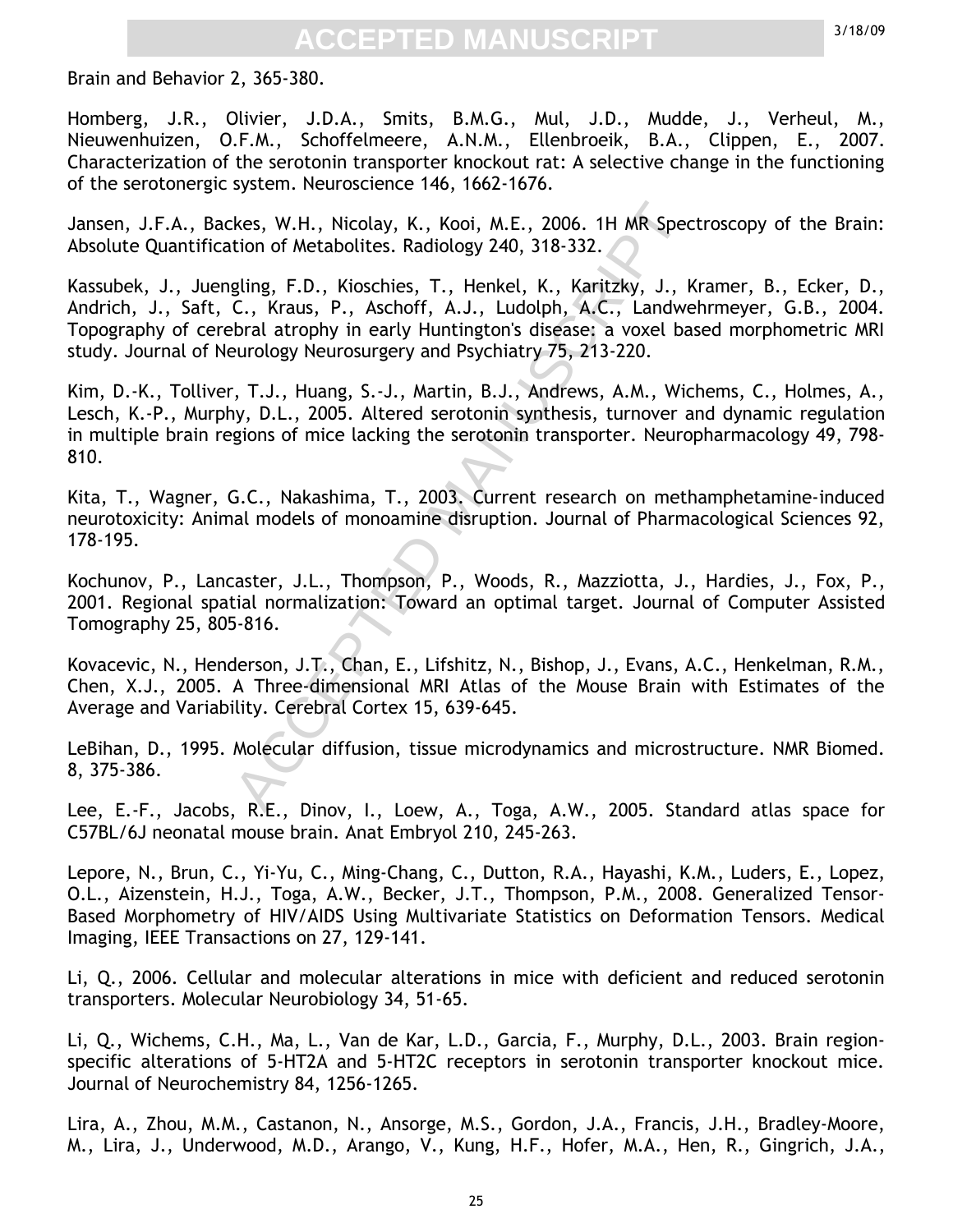Brain and Behavior 2, 365-380.

Homberg, J.R., Olivier, J.D.A., Smits, B.M.G., Mul, J.D., Mudde, J., Verheul, M., Nieuwenhuizen, O.F.M., Schoffelmeere, A.N.M., Ellenbroeik, B.A., Clippen, E., 2007. Characterization of the serotonin transporter knockout rat: A selective change in the functioning of the serotonergic system. Neuroscience 146, 1662-1676.

Jansen, J.F.A., Backes, W.H., Nicolay, K., Kooi, M.E., 2006. 1H MR Spectroscopy of the Brain: Absolute Quantification of Metabolites. Radiology 240, 318-332.

Kassubek, J., Juengling, F.D., Kioschies, T., Henkel, K., Karitzky, J., Kramer, B., Ecker, D., Andrich, J., Saft, C., Kraus, P., Aschoff, A.J., Ludolph, A.C., Landwehrmeyer, G.B., 2004. Topography of cerebral atrophy in early Huntington's disease: a voxel based morphometric MRI study. Journal of Neurology Neurosurgery and Psychiatry 75, 213-220.

Kim, D.-K., Tolliver, T.J., Huang, S.-J., Martin, B.J., Andrews, A.M., Wichems, C., Holmes, A., Lesch, K.-P., Murphy, D.L., 2005. Altered serotonin synthesis, turnover and dynamic regulation in multiple brain regions of mice lacking the serotonin transporter. Neuropharmacology 49, 798-810.

Kita, T., Wagner, G.C., Nakashima, T., 2003. Current research on methamphetamine-induced neurotoxicity: Animal models of monoamine disruption. Journal of Pharmacological Sciences 92, 178-195.

Kochunov, P., Lancaster, J.L., Thompson, P., Woods, R., Mazziotta, J., Hardies, J., Fox, P., 2001. Regional spatial normalization: Toward an optimal target. Journal of Computer Assisted Tomography 25, 805-816.

Kovacevic, N., Henderson, J.T., Chan, E., Lifshitz, N., Bishop, J., Evans, A.C., Henkelman, R.M., Chen, X.J., 2005. A Three-dimensional MRI Atlas of the Mouse Brain with Estimates of the Average and Variability. Cerebral Cortex 15, 639-645.

LeBihan, D., 1995. Molecular diffusion, tissue microdynamics and microstructure. NMR Biomed. 8, 375-386.

Lee, E.-F., Jacobs, R.E., Dinov, I., Loew, A., Toga, A.W., 2005. Standard atlas space for C57BL/6J neonatal mouse brain. Anat Embryol 210, 245-263.

Lepore, N., Brun, C., Yi-Yu, C., Ming-Chang, C., Dutton, R.A., Hayashi, K.M., Luders, E., Lopez, O.L., Aizenstein, H.J., Toga, A.W., Becker, J.T., Thompson, P.M., 2008. Generalized Tensor-Based Morphometry of HIV/AIDS Using Multivariate Statistics on Deformation Tensors. Medical Imaging, IEEE Transactions on 27, 129-141.

Li, Q., 2006. Cellular and molecular alterations in mice with deficient and reduced serotonin transporters. Molecular Neurobiology 34, 51-65.

Li, Q., Wichems, C.H., Ma, L., Van de Kar, L.D., Garcia, F., Murphy, D.L., 2003. Brain region-specific alterations of 5-HT2A and 5-HT2C receptors in serotonin transporter knockout mice. Journal of Neurochemistry 84, 1256-1265.

Lira, A., Zhou, M.M., Castanon, N., Ansorge, M.S., Gordon, J.A., Francis, J.H., Bradley-Moore, M., Lira, J., Underwood, M.D., Arango, V., Kung, H.F., Hofer, M.A., Hen, R., Gingrich, J.A.,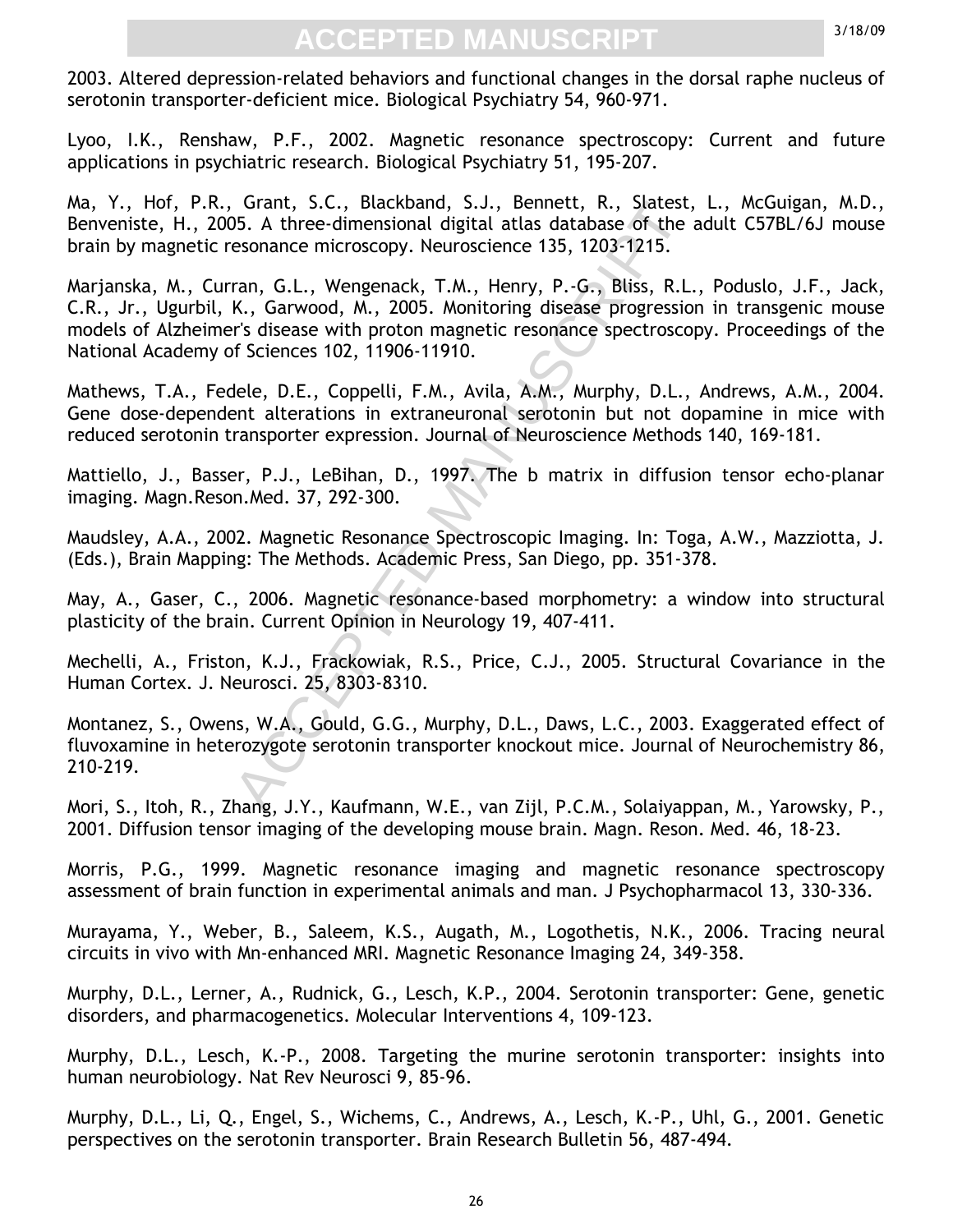2003. Altered depression-related behaviors and functional changes in the dorsal raphe nucleus of serotonin transporter-deficient mice. Biological Psychiatry 54, 960-971.

Lyoo, I.K., Renshaw, P.F., 2002. Magnetic resonance spectroscopy: Current and future applications in psychiatric research. Biological Psychiatry 51, 195-207.

Ma, Y., Hof, P.R., Grant, S.C., Blackband, S.J., Bennett, R., Slatest, L., McGuigan, M.D., Benveniste, H., 2005. A three-dimensional digital atlas database of the adult C57BL/6J mouse brain by magnetic resonance microscopy. Neuroscience 135, 1203-1215.

Marjanska, M., Curran, G.L., Wengenack, T.M., Henry, P.-G., Bliss, R.L., Poduslo, J.F., Jack, C.R., Jr., Ugurbil, K., Garwood, M., 2005. Monitoring disease progression in transgenic mouse models of Alzheimer's disease with proton magnetic resonance spectroscopy. Proceedings of the National Academy of Sciences 102, 11906-11910.

Mathews, T.A., Fedele, D.E., Coppelli, F.M., Avila, A.M., Murphy, D.L., Andrews, A.M., 2004. Gene dose-dependent alterations in extraneuronal serotonin but not dopamine in mice with reduced serotonin transporter expression. Journal of Neuroscience Methods 140, 169-181.

Mattiello, J., Basser, P.J., LeBihan, D., 1997. The b matrix in diffusion tensor echo-planar imaging. Magn.Reson.Med. 37, 292-300.

Maudsley, A.A., 2002. Magnetic Resonance Spectroscopic Imaging. In: Toga, A.W., Mazziotta, J. (Eds.), Brain Mapping: The Methods. Academic Press, San Diego, pp. 351-378.

May, A., Gaser, C., 2006. Magnetic resonance-based morphometry: a window into structural plasticity of the brain. Current Opinion in Neurology 19, 407-411.

Mechelli, A., Friston, K.J., Frackowiak, R.S., Price, C.J., 2005. Structural Covariance in the Human Cortex. J. Neurosci. 25, 8303-8310.

Montanez, S., Owens, W.A., Gould, G.G., Murphy, D.L., Daws, L.C., 2003. Exaggerated effect of fluvoxamine in heterozygote serotonin transporter knockout mice. Journal of Neurochemistry 86, 210-219.

Mori, S., Itoh, R., Zhang, J.Y., Kaufmann, W.E., van Zijl, P.C.M., Solaiyappan, M., Yarowsky, P., 2001. Diffusion tensor imaging of the developing mouse brain. Magn. Reson. Med. 46, 18-23.

Morris, P.G., 1999. Magnetic resonance imaging and magnetic resonance spectroscopy assessment of brain function in experimental animals and man. J Psychopharmacol 13, 330-336.

Murayama, Y., Weber, B., Saleem, K.S., Augath, M., Logothetis, N.K., 2006. Tracing neural circuits in vivo with Mn-enhanced MRI. Magnetic Resonance Imaging 24, 349-358.

Murphy, D.L., Lerner, A., Rudnick, G., Lesch, K.P., 2004. Serotonin transporter: Gene, genetic disorders, and pharmacogenetics. Molecular Interventions 4, 109-123.

Murphy, D.L., Lesch, K.-P., 2008. Targeting the murine serotonin transporter: insights into human neurobiology. Nat Rev Neurosci 9, 85-96.

Murphy, D.L., Li, Q., Engel, S., Wichems, C., Andrews, A., Lesch, K.-P., Uhl, G., 2001. Genetic perspectives on the serotonin transporter. Brain Research Bulletin 56, 487-494.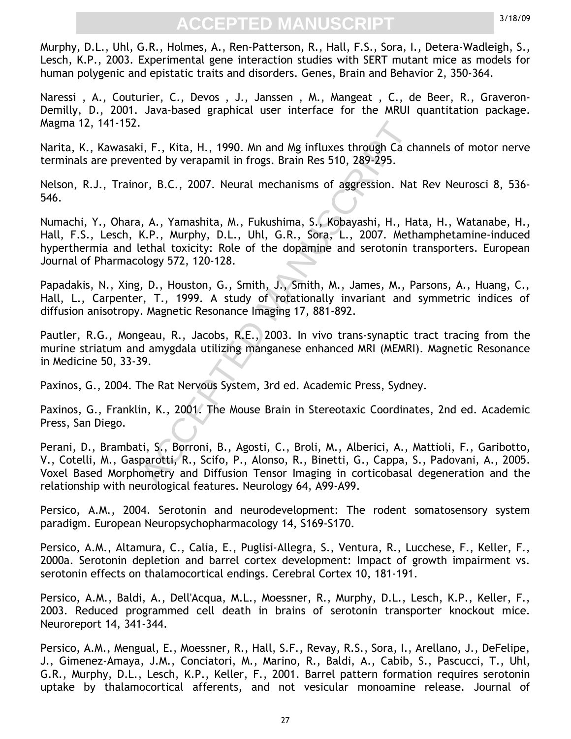Murphy, D.L., Uhl, G.R., Holmes, A., Ren-Patterson, R., Hall, F.S., Sora, I., Detera-Wadleigh, S., Lesch, K.P., 2003. Experimental gene interaction studies with SERT mutant mice as models for human polygenic and epistatic traits and disorders. Genes, Brain and Behavior 2, 350-364.

Naressi , A., Couturier, C., Devos , J., Janssen , M., Mangeat , C., de Beer, R., Graveron-Demilly, D., 2001. Java-based graphical user interface for the MRUI quantitation package. Magma 12, 141-152.

Narita, K., Kawasaki, F., Kita, H., 1990. Mn and Mg influxes through Ca channels of motor nerve terminals are prevented by verapamil in frogs. Brain Res 510, 289-295.

Nelson, R.J., Trainor, B.C., 2007. Neural mechanisms of aggression. Nat Rev Neurosci 8, 536-546.

Numachi, Y., Ohara, A., Yamashita, M., Fukushima, S., Kobayashi, H., Hata, H., Watanabe, H., Hall, F.S., Lesch, K.P., Murphy, D.L., Uhl, G.R., Sora, L., 2007. Methamphetamine-induced hyperthermia and lethal toxicity: Role of the dopamine and serotonin transporters. European Journal of Pharmacology 572, 120-128.

Papadakis, N., Xing, D., Houston, G., Smith, J., Smith, M., James, M., Parsons, A., Huang, C., Hall, L., Carpenter, T., 1999. A study of rotationally invariant and symmetric indices of diffusion anisotropy. Magnetic Resonance Imaging 17, 881-892.

Pautler, R.G., Mongeau, R., Jacobs, R.E., 2003. In vivo trans-synaptic tract tracing from the murine striatum and amygdala utilizing manganese enhanced MRI (MEMRI). Magnetic Resonance in Medicine 50, 33-39.

Paxinos, G., 2004. The Rat Nervous System, 3rd ed. Academic Press, Sydney.

Paxinos, G., Franklin, K., 2001. The Mouse Brain in Stereotaxic Coordinates, 2nd ed. Academic Press, San Diego.

Perani, D., Brambati, S., Borroni, B., Agosti, C., Broli, M., Alberici, A., Mattioli, F., Garibotto, V., Cotelli, M., Gasparotti, R., Scifo, P., Alonso, R., Binetti, G., Cappa, S., Padovani, A., 2005. Voxel Based Morphometry and Diffusion Tensor Imaging in corticobasal degeneration and the relationship with neurological features. Neurology 64, A99-A99.

Persico, A.M., 2004. Serotonin and neurodevelopment: The rodent somatosensory system paradigm. European Neuropsychopharmacology 14, S169-S170.

Persico, A.M., Altamura, C., Calia, E., Puglisi-Allegra, S., Ventura, R., Lucchese, F., Keller, F., 2000a. Serotonin depletion and barrel cortex development: Impact of growth impairment vs. serotonin effects on thalamocortical endings. Cerebral Cortex 10, 181-191.

Persico, A.M., Baldi, A., Dell'Acqua, M.L., Moessner, R., Murphy, D.L., Lesch, K.P., Keller, F., 2003. Reduced programmed cell death in brains of serotonin transporter knockout mice. Neuroreport 14, 341-344.

Persico, A.M., Mengual, E., Moessner, R., Hall, S.F., Revay, R.S., Sora, I., Arellano, J., DeFelipe, J., Gimenez-Amaya, J.M., Conciatori, M., Marino, R., Baldi, A., Cabib, S., Pascucci, T., Uhl, G.R., Murphy, D.L., Lesch, K.P., Keller, F., 2001. Barrel pattern formation requires serotonin uptake by thalamocortical afferents, and not vesicular monoamine release. Journal of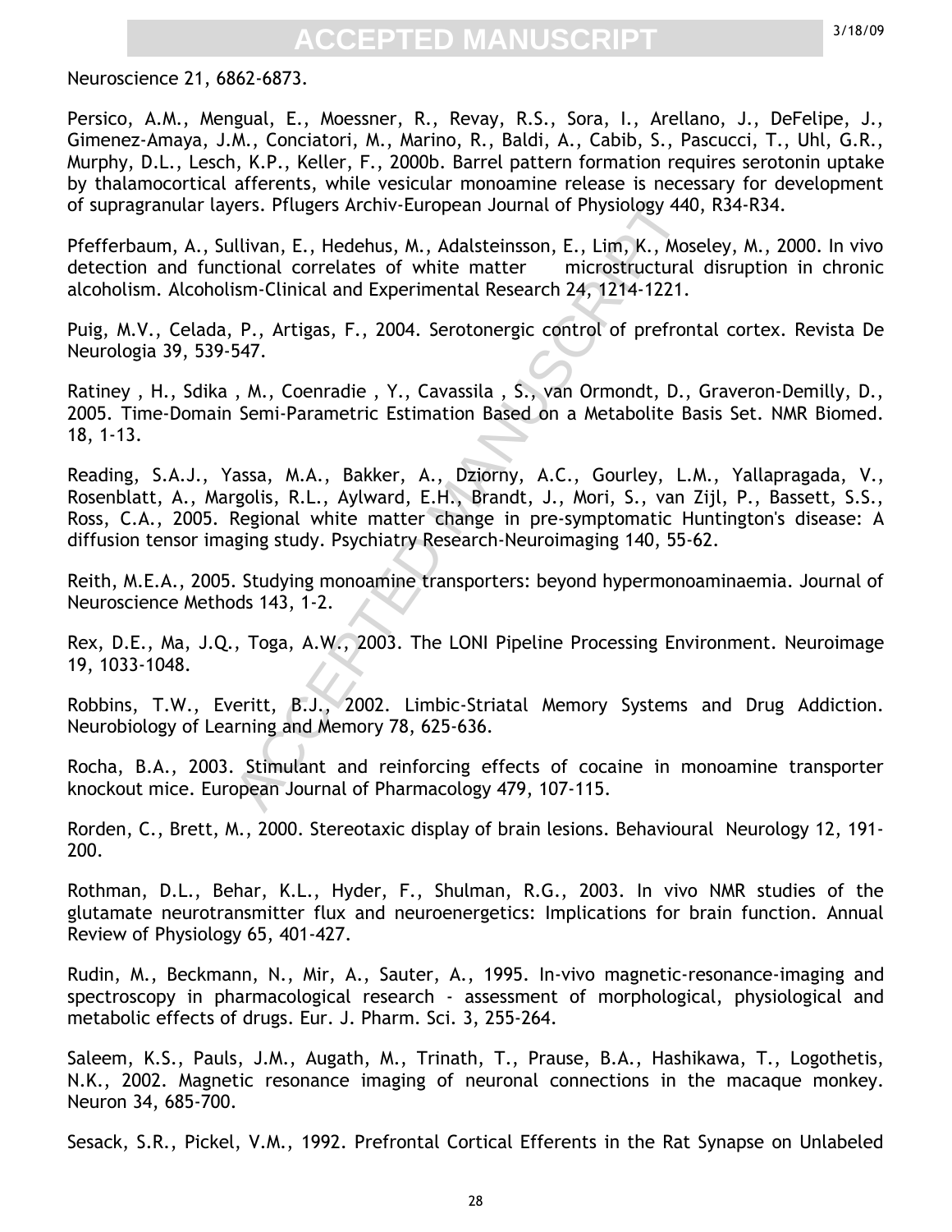Neuroscience 21, 6862-6873.

Persico, A.M., Mengual, E., Moessner, R., Revay, R.S., Sora, I., Arellano, J., DeFelipe, J., Gimenez-Amaya, J.M., Conciatori, M., Marino, R., Baldi, A., Cabib, S., Pascucci, T., Uhl, G.R., Murphy, D.L., Lesch, K.P., Keller, F., 2000b. Barrel pattern formation requires serotonin uptake by thalamocortical afferents, while vesicular monoamine release is necessary for development of supragranular layers. Pflugers Archiv-European Journal of Physiology 440, R34-R34.

Pfefferbaum, A., Sullivan, E., Hedehus, M., Adalsteinsson, E., Lim, K., Moseley, M., 2000. In vivo detection and functional correlates of white matter microstructural disruption in chronic alcoholism. Alcoholism-Clinical and Experimental Research 24, 1214-1221.

Puig, M.V., Celada, P., Artigas, F., 2004. Serotonergic control of prefrontal cortex. Revista De Neurologia 39, 539-547.

Ratiney , H., Sdika , M., Coenradie , Y., Cavassila , S., van Ormondt, D., Graveron-Demilly, D., 2005. Time-Domain Semi-Parametric Estimation Based on a Metabolite Basis Set. NMR Biomed. 18, 1-13.

Reading, S.A.J., Yassa, M.A., Bakker, A., Dziorny, A.C., Gourley, L.M., Yallapragada, V., Rosenblatt, A., Margolis, R.L., Aylward, E.H., Brandt, J., Mori, S., van Zijl, P., Bassett, S.S., Ross, C.A., 2005. Regional white matter change in pre-symptomatic Huntington's disease: A diffusion tensor imaging study. Psychiatry Research-Neuroimaging 140, 55-62.

Reith, M.E.A., 2005. Studying monoamine transporters: beyond hypermonoaminaemia. Journal of Neuroscience Methods 143, 1-2.

Rex, D.E., Ma, J.Q., Toga, A.W., 2003. The LONI Pipeline Processing Environment. Neuroimage 19, 1033-1048.

Robbins, T.W., Everitt, B.J., 2002. Limbic-Striatal Memory Systems and Drug Addiction. Neurobiology of Learning and Memory 78, 625-636.

Rocha, B.A., 2003. Stimulant and reinforcing effects of cocaine in monoamine transporter knockout mice. European Journal of Pharmacology 479, 107-115.

Rorden, C., Brett, M., 2000. Stereotaxic display of brain lesions. Behavioural Neurology 12, 191-200.

Rothman, D.L., Behar, K.L., Hyder, F., Shulman, R.G., 2003. In vivo NMR studies of the glutamate neurotransmitter flux and neuroenergetics: Implications for brain function. Annual Review of Physiology 65, 401-427.

Rudin, M., Beckmann, N., Mir, A., Sauter, A., 1995. In-vivo magnetic-resonance-imaging and spectroscopy in pharmacological research - assessment of morphological, physiological and metabolic effects of drugs. Eur. J. Pharm. Sci. 3, 255-264.

Saleem, K.S., Pauls, J.M., Augath, M., Trinath, T., Prause, B.A., Hashikawa, T., Logothetis, N.K., 2002. Magnetic resonance imaging of neuronal connections in the macaque monkey. Neuron 34, 685-700.

Sesack, S.R., Pickel, V.M., 1992. Prefrontal Cortical Efferents in the Rat Synapse on Unlabeled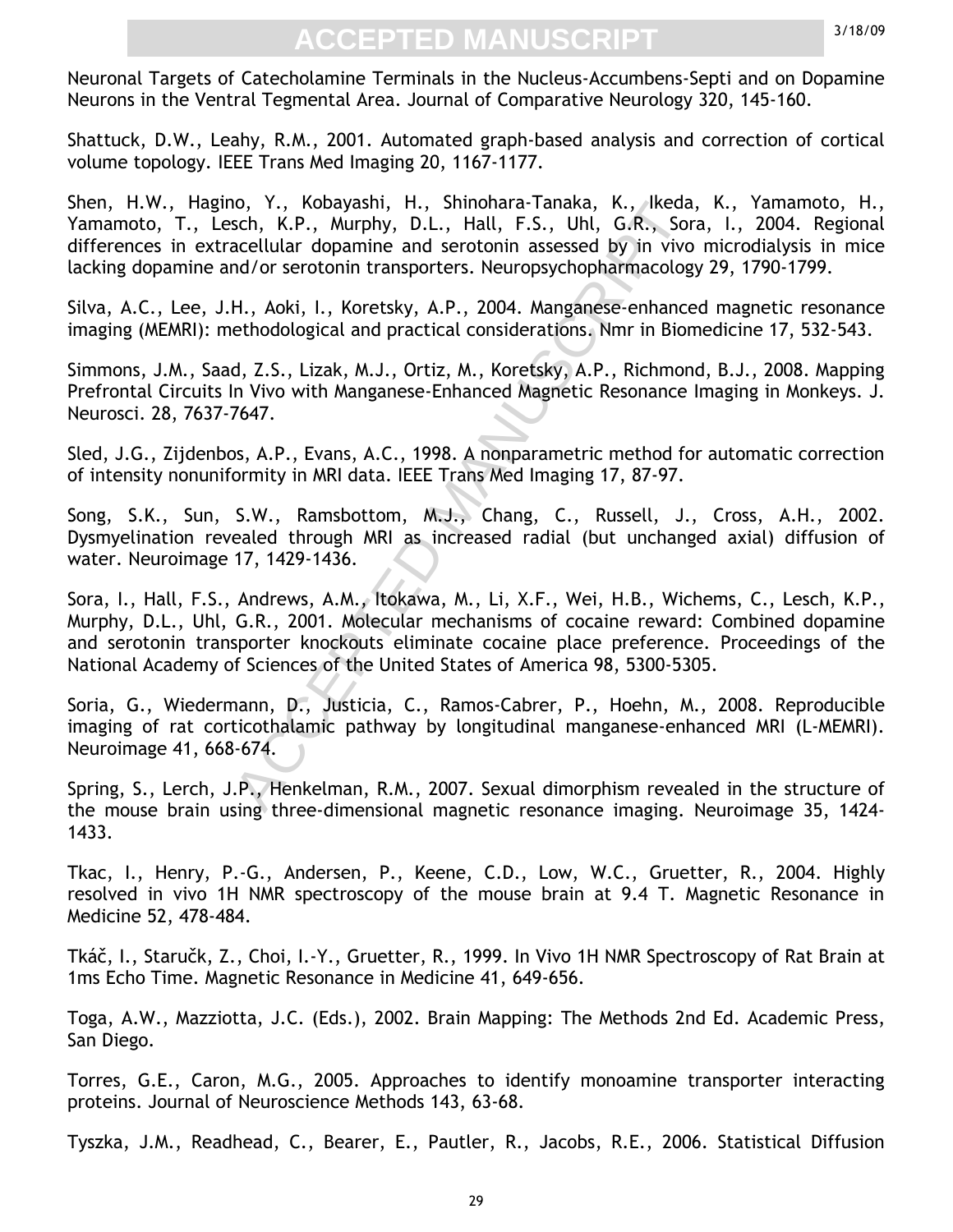Neuronal Targets of Catecholamine Terminals in the Nucleus-Accumbens-Septi and on Dopamine Neurons in the Ventral Tegmental Area. Journal of Comparative Neurology 320, 145-160.

Shattuck, D.W., Leahy, R.M., 2001. Automated graph-based analysis and correction of cortical volume topology. IEEE Trans Med Imaging 20, 1167-1177.

Shen, H.W., Hagino, Y., Kobayashi, H., Shinohara-Tanaka, K., Ikeda, K., Yamamoto, H., Yamamoto, T., Lesch, K.P., Murphy, D.L., Hall, F.S., Uhl, G.R., Sora, I., 2004. Regional differences in extracellular dopamine and serotonin assessed by in vivo microdialysis in mice lacking dopamine and/or serotonin transporters. Neuropsychopharmacology 29, 1790-1799.

Silva, A.C., Lee, J.H., Aoki, I., Koretsky, A.P., 2004. Manganese-enhanced magnetic resonance imaging (MEMRI): methodological and practical considerations. Nmr in Biomedicine 17, 532-543.

Simmons, J.M., Saad, Z.S., Lizak, M.J., Ortiz, M., Koretsky, A.P., Richmond, B.J., 2008. Mapping Prefrontal Circuits In Vivo with Manganese-Enhanced Magnetic Resonance Imaging in Monkeys. J. Neurosci. 28, 7637-7647.

Sled, J.G., Zijdenbos, A.P., Evans, A.C., 1998. A nonparametric method for automatic correction of intensity nonuniformity in MRI data. IEEE Trans Med Imaging 17, 87-97.

Song, S.K., Sun, S.W., Ramsbottom, M.J., Chang, C., Russell, J., Cross, A.H., 2002. Dysmyelination revealed through MRI as increased radial (but unchanged axial) diffusion of water. Neuroimage 17, 1429-1436.

Sora, I., Hall, F.S., Andrews, A.M., Itokawa, M., Li, X.F., Wei, H.B., Wichems, C., Lesch, K.P., Murphy, D.L., Uhl, G.R., 2001. Molecular mechanisms of cocaine reward: Combined dopamine and serotonin transporter knockouts eliminate cocaine place preference. Proceedings of the National Academy of Sciences of the United States of America 98, 5300-5305.

Soria, G., Wiedermann, D., Justicia, C., Ramos-Cabrer, P., Hoehn, M., 2008. Reproducible imaging of rat corticothalamic pathway by longitudinal manganese-enhanced MRI (L-MEMRI). Neuroimage 41, 668-674.

Spring, S., Lerch, J.P., Henkelman, R.M., 2007. Sexual dimorphism revealed in the structure of the mouse brain using three-dimensional magnetic resonance imaging. Neuroimage 35, 1424-1433.

Tkac, I., Henry, P.-G., Andersen, P., Keene, C.D., Low, W.C., Gruetter, R., 2004. Highly resolved in vivo 1H NMR spectroscopy of the mouse brain at 9.4 T. Magnetic Resonance in Medicine 52, 478-484.

Tkáč, I., Staručk, Z., Choi, I.-Y., Gruetter, R., 1999. In Vivo 1H NMR Spectroscopy of Rat Brain at 1ms Echo Time. Magnetic Resonance in Medicine 41, 649-656.

Toga, A.W., Mazziotta, J.C. (Eds.), 2002. Brain Mapping: The Methods 2nd Ed. Academic Press, San Diego.

Torres, G.E., Caron, M.G., 2005. Approaches to identify monoamine transporter interacting proteins. Journal of Neuroscience Methods 143, 63-68.

Tyszka, J.M., Readhead, C., Bearer, E., Pautler, R., Jacobs, R.E., 2006. Statistical Diffusion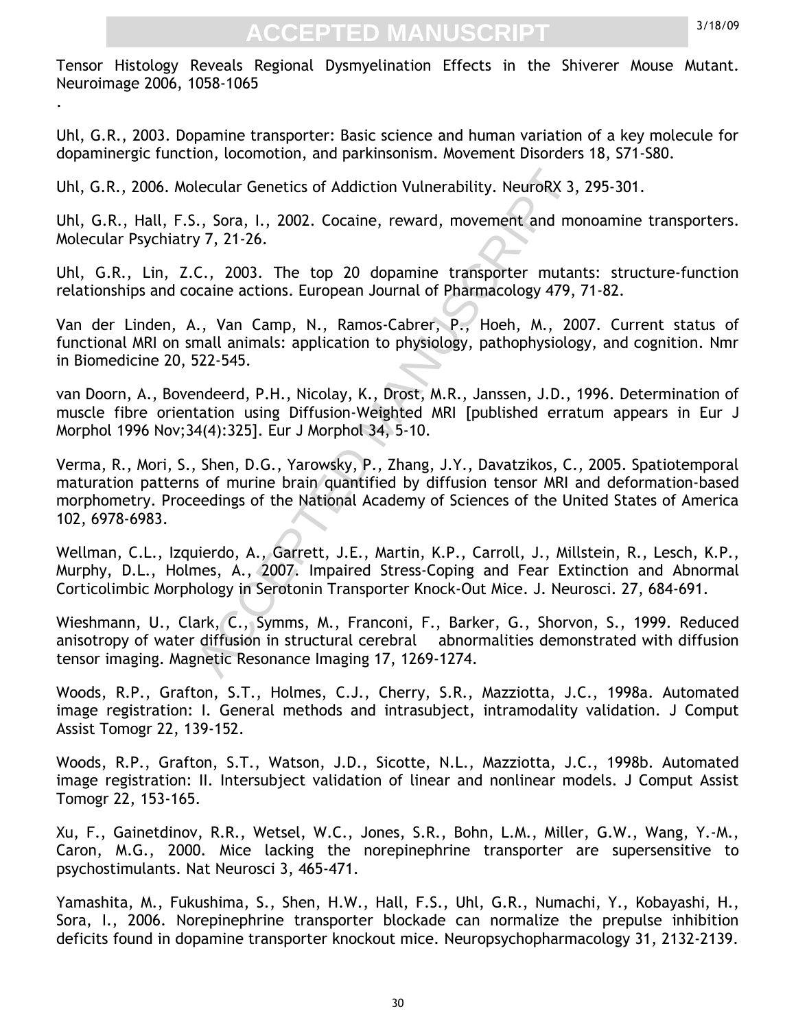Tensor Histology Reveals Regional Dysmyelination Effects in the Shiverer Mouse Mutant. Neuroimage 2006, 1058-1065

.

Uhl, G.R., 2003. Dopamine transporter: Basic science and human variation of a key molecule for dopaminergic function, locomotion, and parkinsonism. Movement Disorders 18, S71-S80.

Uhl, G.R., 2006. Molecular Genetics of Addiction Vulnerability. NeuroRX 3, 295-301.

Uhl, G.R., Hall, F.S., Sora, I., 2002. Cocaine, reward, movement and monoamine transporters. Molecular Psychiatry 7, 21-26.

Uhl, G.R., Lin, Z.C., 2003. The top 20 dopamine transporter mutants: structure-function relationships and cocaine actions. European Journal of Pharmacology 479, 71-82.

Van der Linden, A., Van Camp, N., Ramos-Cabrer, P., Hoeh, M., 2007. Current status of functional MRI on small animals: application to physiology, pathophysiology, and cognition. Nmr in Biomedicine 20, 522-545.

van Doorn, A., Bovendeerd, P.H., Nicolay, K., Drost, M.R., Janssen, J.D., 1996. Determination of muscle fibre orientation using Diffusion-Weighted MRI [published erratum appears in Eur J Morphol 1996 Nov;34(4):325]. Eur J Morphol 34, 5-10.

Verma, R., Mori, S., Shen, D.G., Yarowsky, P., Zhang, J.Y., Davatzikos, C., 2005. Spatiotemporal maturation patterns of murine brain quantified by diffusion tensor MRI and deformation-based morphometry. Proceedings of the National Academy of Sciences of the United States of America 102, 6978-6983.

Wellman, C.L., Izquierdo, A., Garrett, J.E., Martin, K.P., Carroll, J., Millstein, R., Lesch, K.P., Murphy, D.L., Holmes, A., 2007. Impaired Stress-Coping and Fear Extinction and Abnormal Corticolimbic Morphology in Serotonin Transporter Knock-Out Mice. J. Neurosci. 27, 684-691.

Wieshmann, U., Clark, C., Symms, M., Franconi, F., Barker, G., Shorvon, S., 1999. Reduced anisotropy of water diffusion in structural cerebral abnormalities demonstrated with diffusion tensor imaging. Magnetic Resonance Imaging 17, 1269-1274.

Woods, R.P., Grafton, S.T., Holmes, C.J., Cherry, S.R., Mazziotta, J.C., 1998a. Automated image registration: I. General methods and intrasubject, intramodality validation. J Comput Assist Tomogr 22, 139-152.

Woods, R.P., Grafton, S.T., Watson, J.D., Sicotte, N.L., Mazziotta, J.C., 1998b. Automated image registration: II. Intersubject validation of linear and nonlinear models. J Comput Assist Tomogr 22, 153-165.

Xu, F., Gainetdinov, R.R., Wetsel, W.C., Jones, S.R., Bohn, L.M., Miller, G.W., Wang, Y.-M., Caron, M.G., 2000. Mice lacking the norepinephrine transporter are supersensitive to psychostimulants. Nat Neurosci 3, 465-471.

Yamashita, M., Fukushima, S., Shen, H.W., Hall, F.S., Uhl, G.R., Numachi, Y., Kobayashi, H., Sora, I., 2006. Norepinephrine transporter blockade can normalize the prepulse inhibition deficits found in dopamine transporter knockout mice. Neuropsychopharmacology 31, 2132-2139.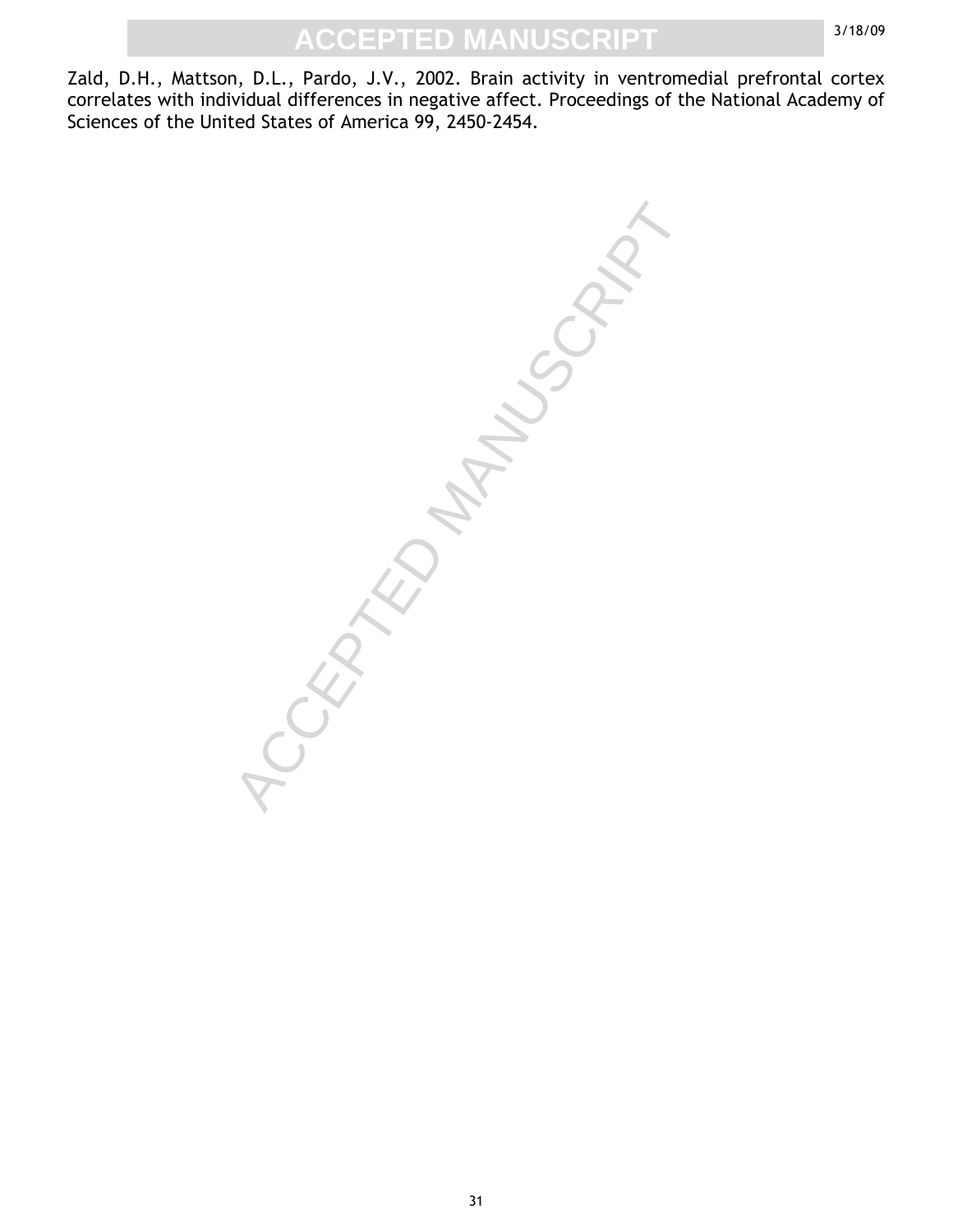Zald, D.H., Mattson, D.L., Pardo, J.V., 2002. Brain activity in ventromedial prefrontal cortex correlates with individual differences in negative affect. Proceedings of the National Academy of Sciences of the United States of America 99, 2450-2454.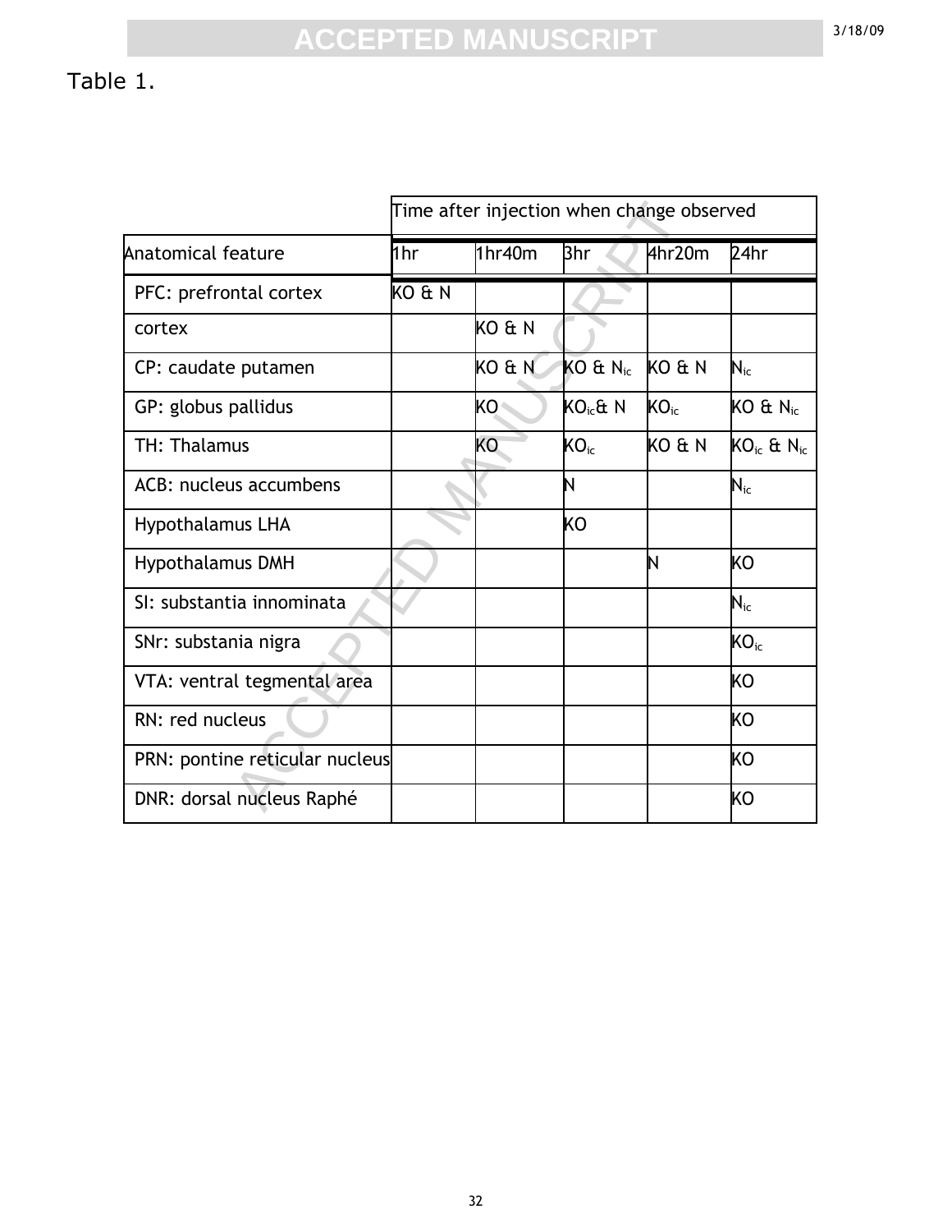Table 1.

| | Time after injection when change observed | | | | |
|---|---|---|---|---|---|
| Anatomical feature | 1hr | 1hr40m | 3hr | 4hr20m | 24hr |
| PFC: prefrontal cortex | KO & N | | | | |
| cortex | | KO & N | | | |
| CP: caudate putamen | | KO & N | KO & $N_{ic}$ | KO & N | $N_{ic}$ |
| GP: globus pallidus | | KO | $KO_{ic}$& N | $KO_{ic}$ | KO & $N_{ic}$ |
| TH: Thalamus | | KO | $KO_{ic}$ | KO & N | $KO_{ic}$ & $N_{ic}$ |
| ACB: nucleus accumbens | | | N | | $N_{ic}$ |
| Hypothalamus LHA | | | KO | | |
| Hypothalamus DMH | | | | N | KO |
| SI: substantia innominata | | | | | $N_{ic}$ |
| SNr: substania nigra | | | | | $KO_{ic}$ |
| VTA: ventral tegmental area | | | | | KO |
| RN: red nucleus | | | | | KO |
| PRN: pontine reticular nucleus | | | | | KO |
| DNR: dorsal nucleus Raphé | | | | | KO |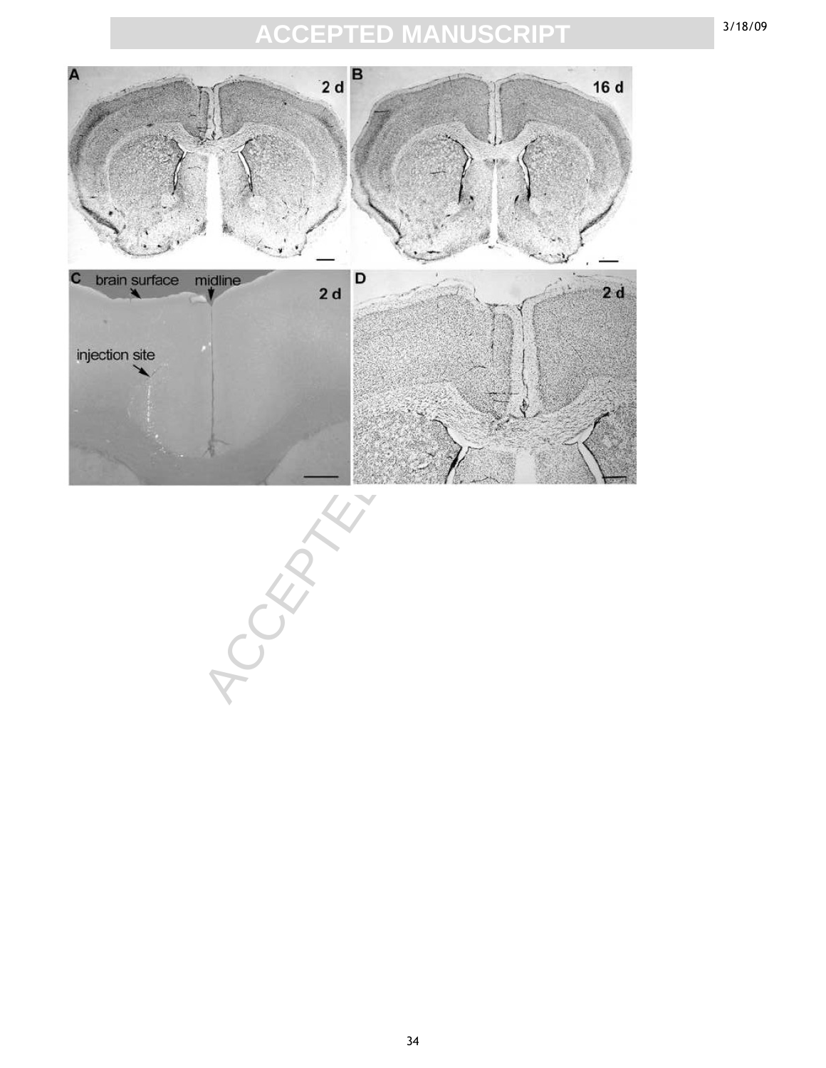A

2 d

B

16 d

C brain surface midline

2 d

injection site

D

2 d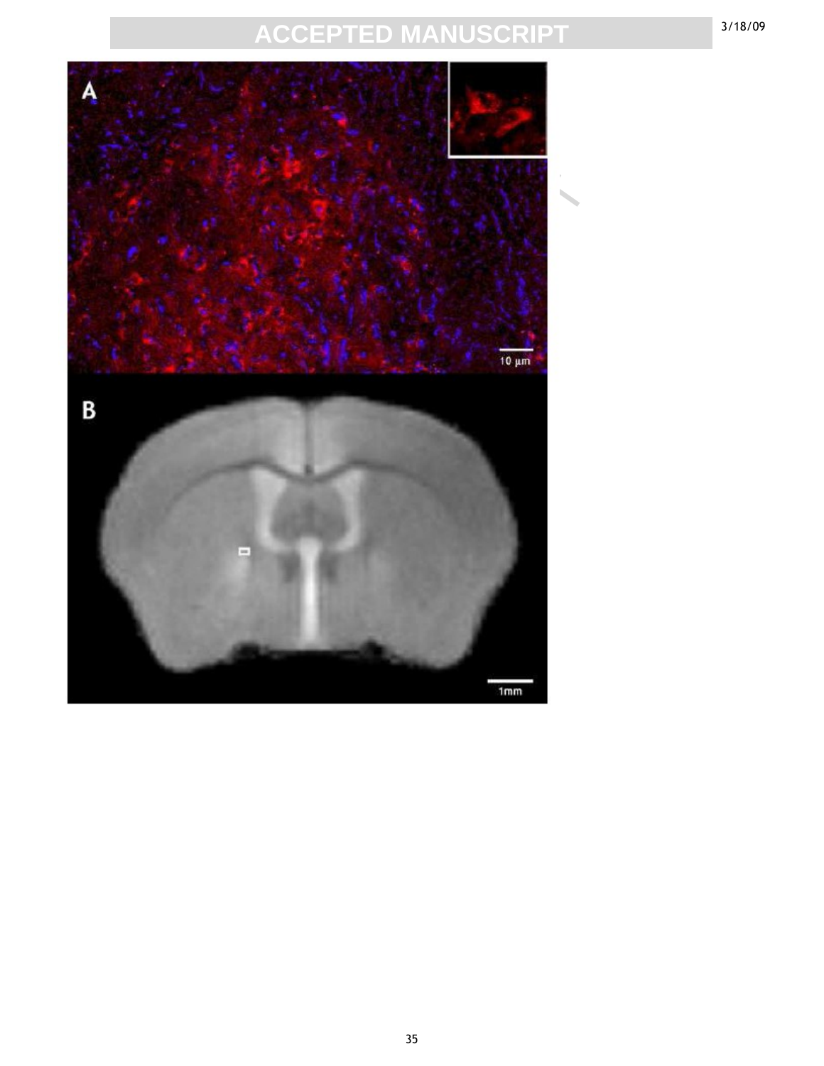A

10 µm

B

1mm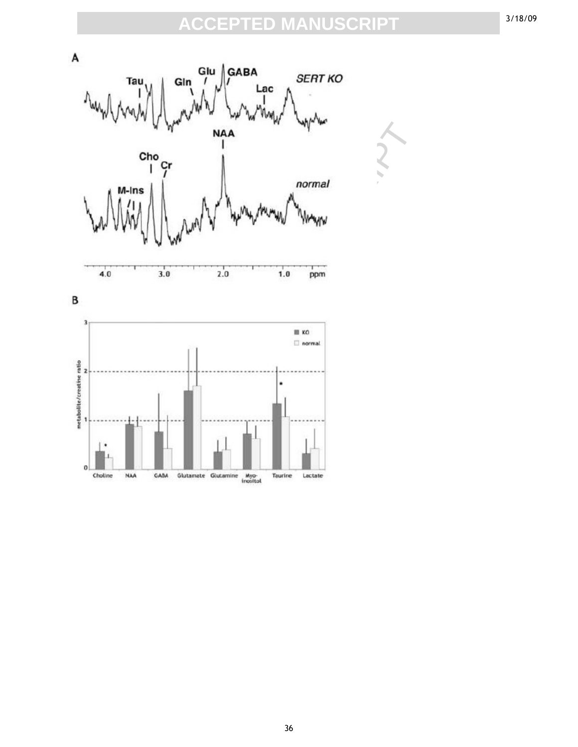A

Tau

Gln

Glu

GABA

SERT KO

Lac

NAA

Cho

Cr

M-Ins

normal

4.0

3.0

2.0

1.0

ppm

B

metabolite/creatine ratio

3

2

1

0

KO

normal

*

*

Choline

NAA

GABA

Glutamate

Glutamine

Myo-inositol

Taurine

Lactate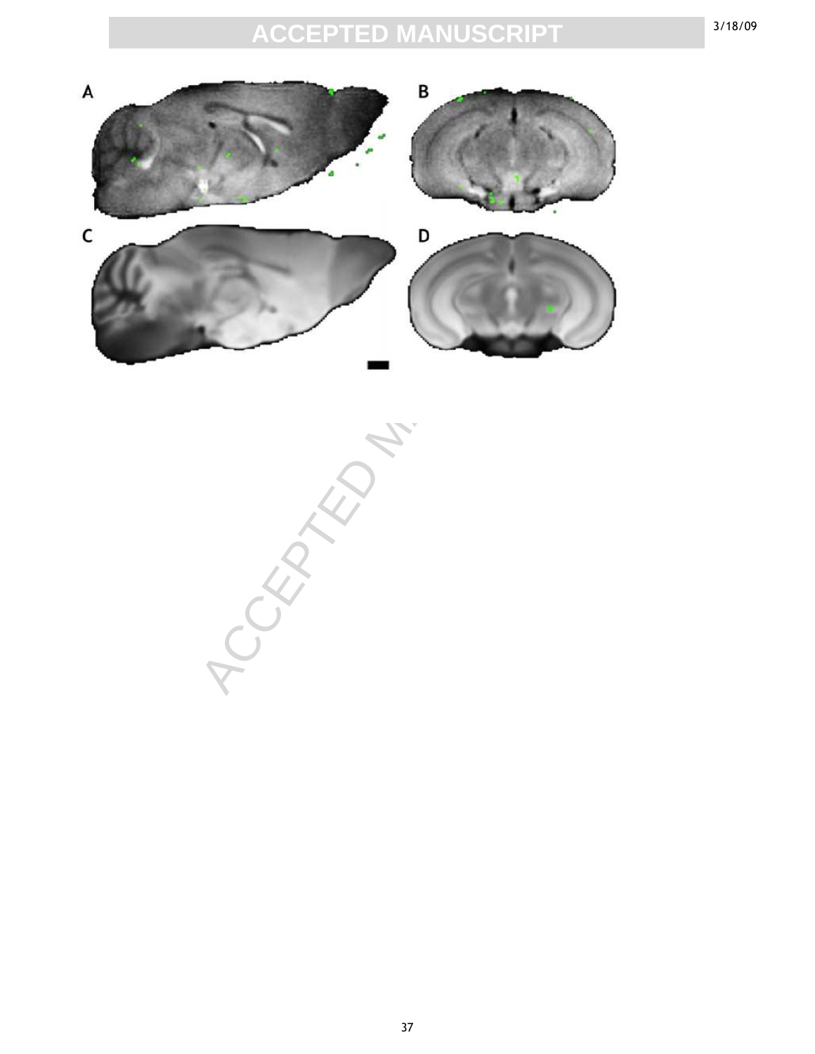A

B

C

D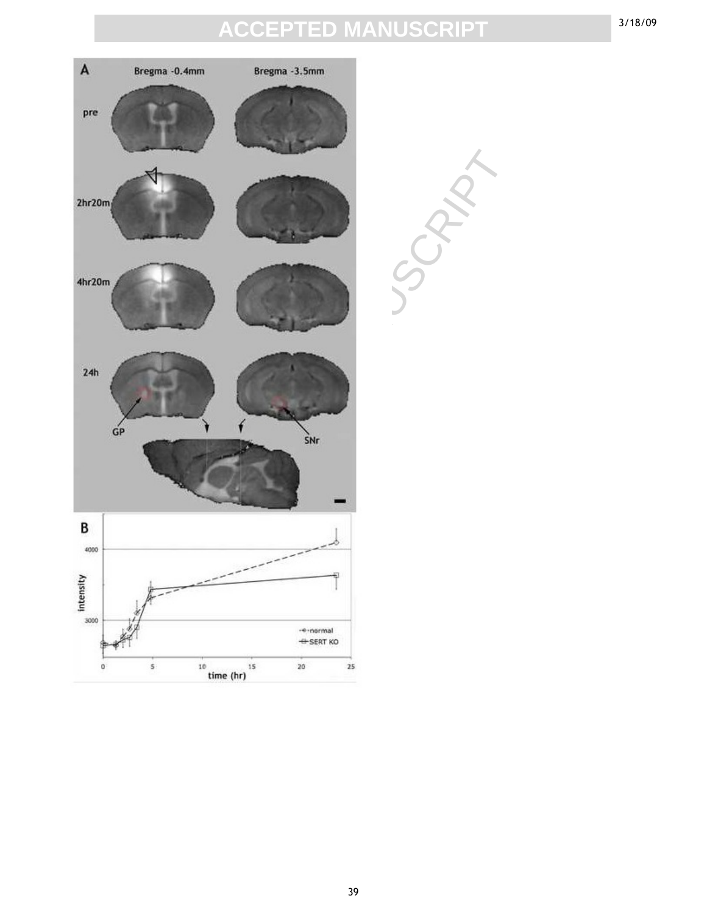A

Bregma -0.4mm

Bregma -3.5mm

pre

2hr20m

4hr20m

24h

GP

SNr

B

4000

3000

intensity

0

5

10

15

20

25

time (hr)

normal

SERT KO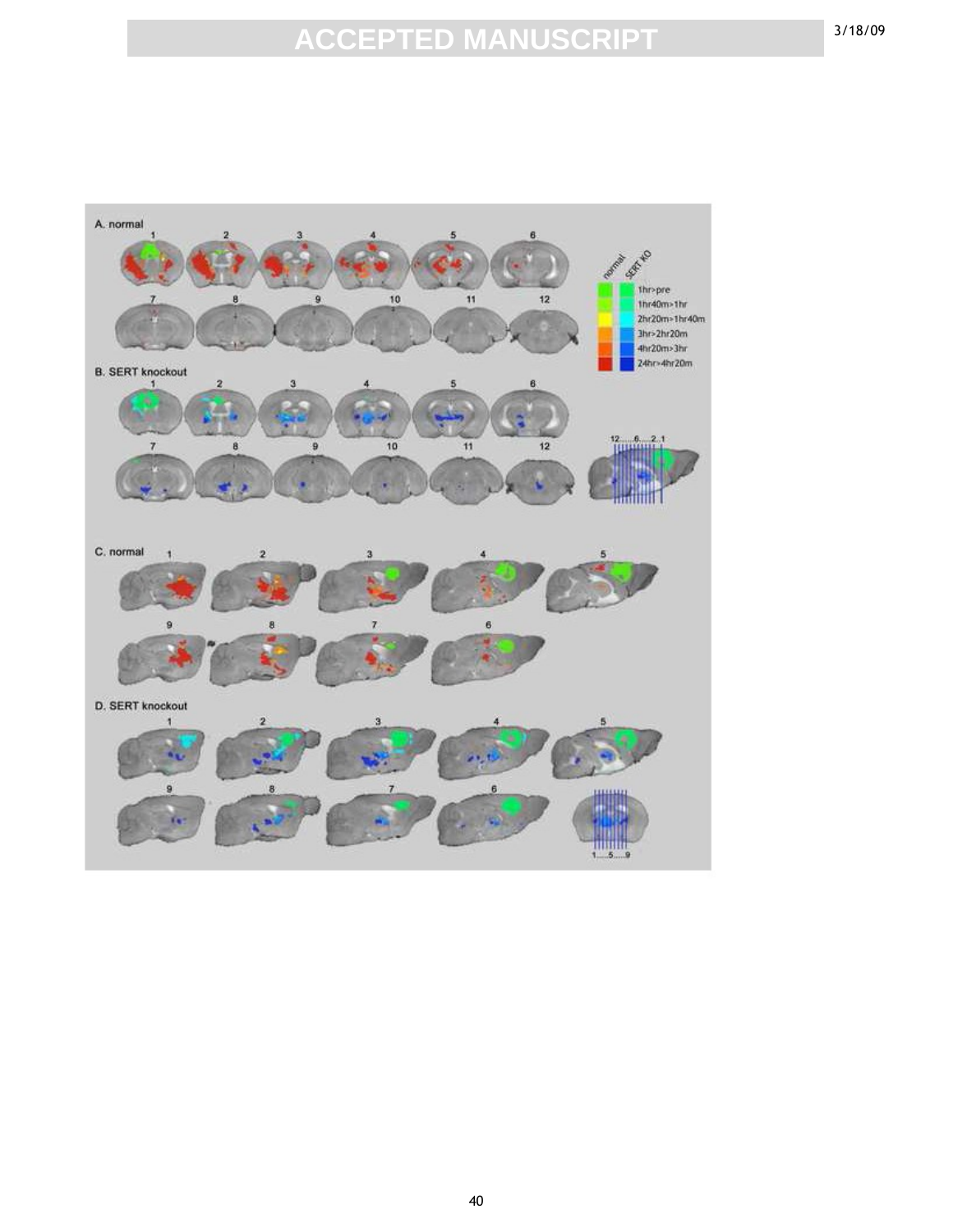A. normal

1 2 3 4 5 6

7 8 9 10 11 12

normal SERT KO

1hr>pre

1hr40m>1hr

2hr20m>1hr40m

3hr>2hr20m

4hr20m>3hr

24hr>4hr20m

B. SERT knockout

1 2 3 4 5 6

7 8 9 10 11 12

12......6....2..1

C. normal

1 2 3 4 5

9 8 7 6

D. SERT knockout

1 2 3 4 5

9 8 7 6

1......5.....9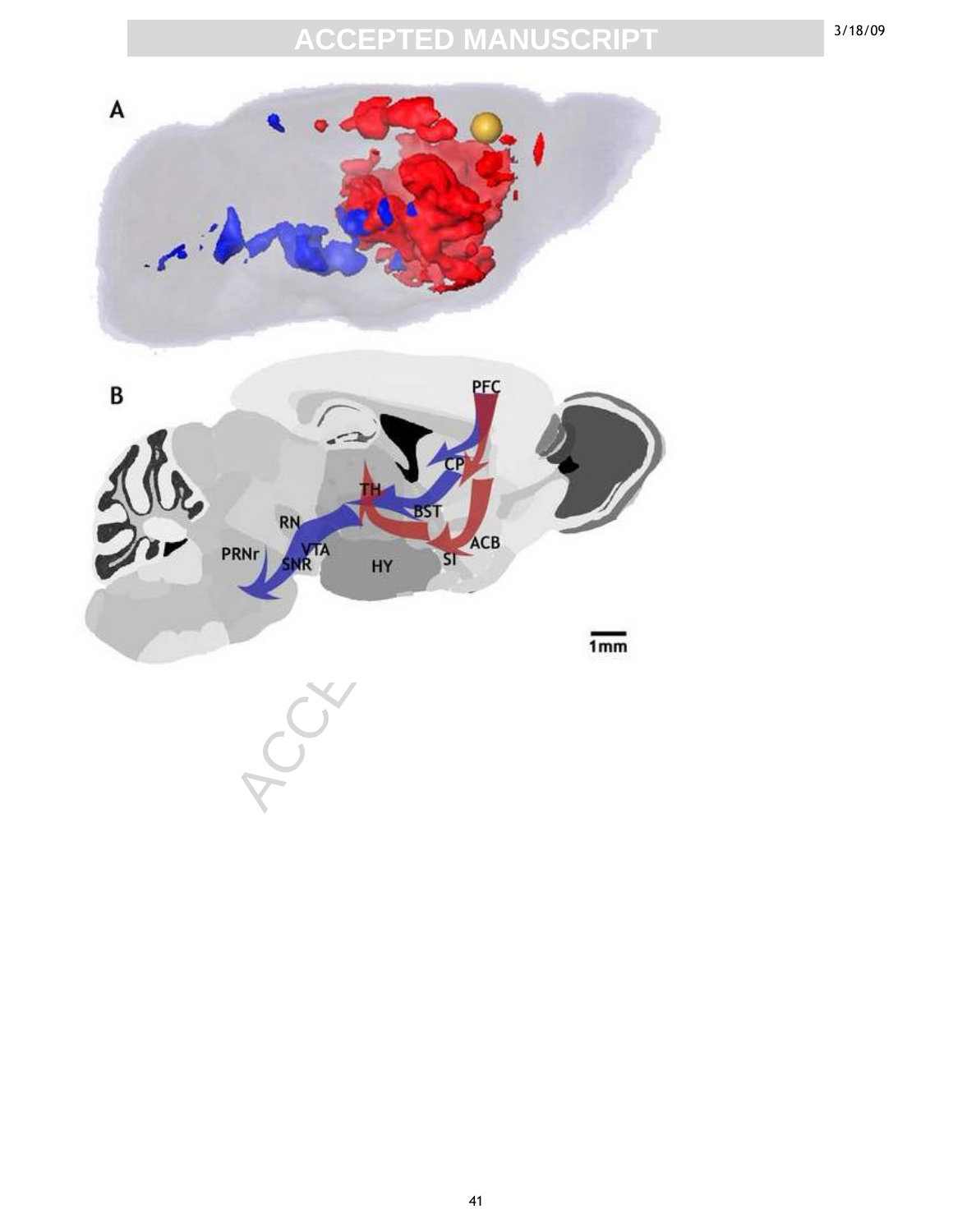A

B

PFC

CP

TH

BST

RN

VTA

SNR

PRNr

HY

SI

ACB

1mm